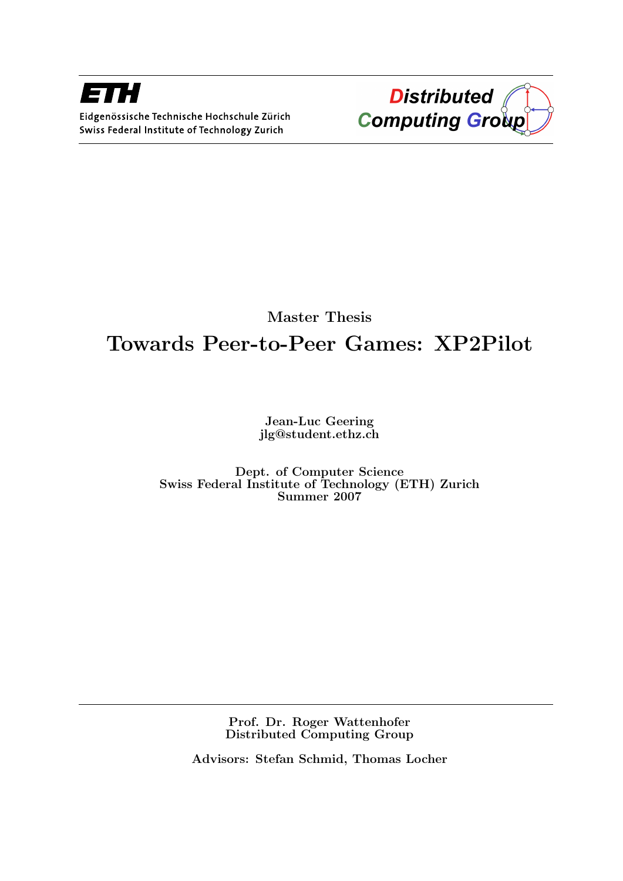ETH

Eidgenössische Technische Hochschule Zürich
Swiss Federal Institute of Technology Zurich

Distributed Computing Group

Master Thesis

# Towards Peer-to-Peer Games: XP2Pilot

**Jean-Luc Geering**
**jlg@student.ethz.ch**

**Dept. of Computer Science**
**Swiss Federal Institute of Technology (ETH) Zurich**
**Summer 2007**

**Prof. Dr. Roger Wattenhofer**
**Distributed Computing Group**

**Advisors: Stefan Schmid, Thomas Locher**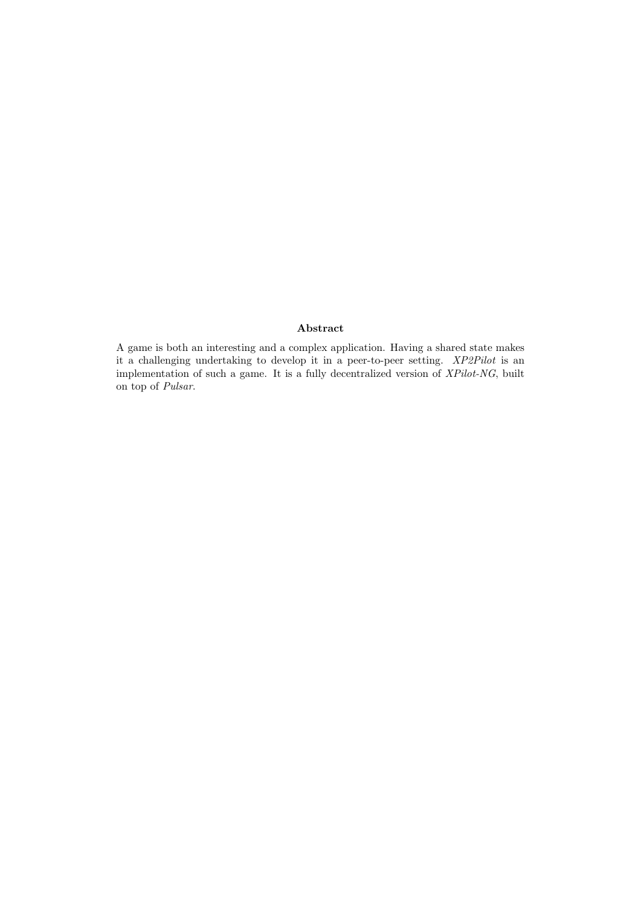## Abstract

A game is both an interesting and a complex application. Having a shared state makes it a challenging undertaking to develop it in a peer-to-peer setting. *XP2Pilot* is an implementation of such a game. It is a fully decentralized version of *XPilot-NG*, built on top of *Pulsar*.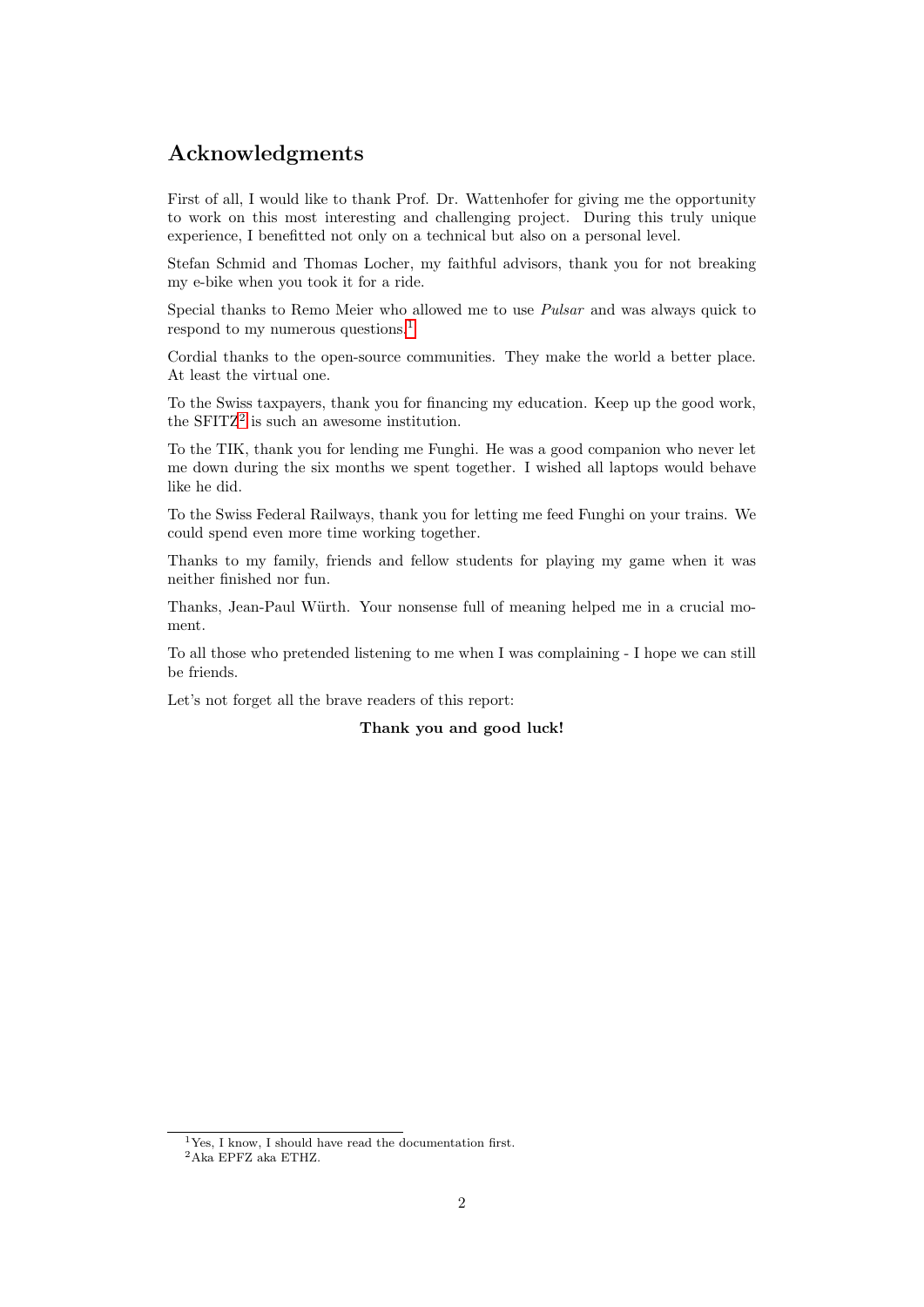## Acknowledgments

First of all, I would like to thank Prof. Dr. Wattenhofer for giving me the opportunity to work on this most interesting and challenging project. During this truly unique experience, I benefitted not only on a technical but also on a personal level.

Stefan Schmid and Thomas Locher, my faithful advisors, thank you for not breaking my e-bike when you took it for a ride.

Special thanks to Remo Meier who allowed me to use *Pulsar* and was always quick to respond to my numerous questions.[1]

Cordial thanks to the open-source communities. They make the world a better place. At least the virtual one.

To the Swiss taxpayers, thank you for financing my education. Keep up the good work, the SFITZ[2] is such an awesome institution.

To the TIK, thank you for lending me Funghi. He was a good companion who never let me down during the six months we spent together. I wished all laptops would behave like he did.

To the Swiss Federal Railways, thank you for letting me feed Funghi on your trains. We could spend even more time working together.

Thanks to my family, friends and fellow students for playing my game when it was neither finished nor fun.

Thanks, Jean-Paul Würth. Your nonsense full of meaning helped me in a crucial moment.

To all those who pretended listening to me when I was complaining - I hope we can still be friends.

Let's not forget all the brave readers of this report:

**Thank you and good luck!**

[1] Yes, I know, I should have read the documentation first.

[2] Aka EPFZ aka ETHZ.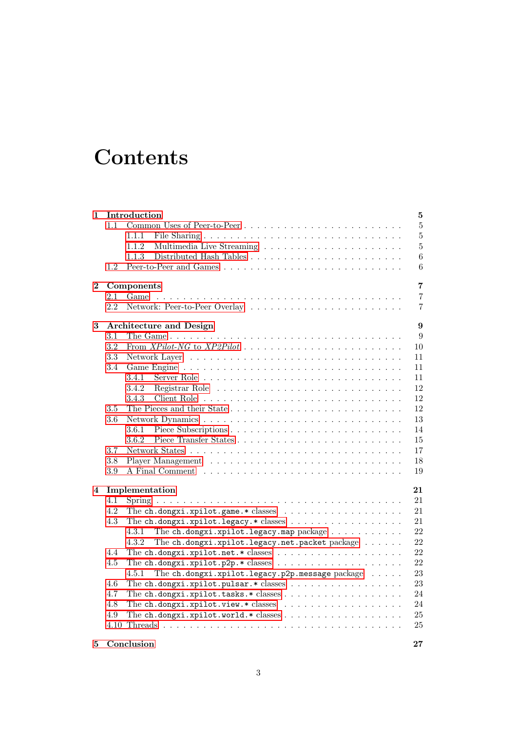# Contents

- **1 Introduction** — **5**
  - 1.1 Common Uses of Peer-to-Peer — 5
    - 1.1.1 File Sharing — 5
    - 1.1.2 Multimedia Live Streaming — 5
    - 1.1.3 Distributed Hash Tables — 6
  - 1.2 Peer-to-Peer and Games — 6
- **2 Components** — **7**
  - 2.1 Game — 7
  - 2.2 Network: Peer-to-Peer Overlay — 7
- **3 Architecture and Design** — **9**
  - 3.1 The Game — 9
  - 3.2 From *XPilot-NG* to *XP2Pilot* — 10
  - 3.3 Network Layer — 11
  - 3.4 Game Engine — 11
    - 3.4.1 Server Role — 11
    - 3.4.2 Registrar Role — 12
    - 3.4.3 Client Role — 12
  - 3.5 The Pieces and their State — 12
  - 3.6 Network Dynamics — 13
    - 3.6.1 Piece Subscriptions — 14
    - 3.6.2 Piece Transfer States — 15
  - 3.7 Network States — 17
  - 3.8 Player Management — 18
  - 3.9 A Final Comment — 19
- **4 Implementation** — **21**
  - 4.1 Spring — 21
  - 4.2 The `ch.dongxi.xpilot.game.*` classes — 21
  - 4.3 The `ch.dongxi.xpilot.legacy.*` classes — 21
    - 4.3.1 The `ch.dongxi.xpilot.legacy.map` package — 22
    - 4.3.2 The `ch.dongxi.xpilot.legacy.net.packet` package — 22
  - 4.4 The `ch.dongxi.xpilot.net.*` classes — 22
  - 4.5 The `ch.dongxi.xpilot.p2p.*` classes — 22
    - 4.5.1 The `ch.dongxi.xpilot.legacy.p2p.message` package — 23
  - 4.6 The `ch.dongxi.xpilot.pulsar.*` classes — 23
  - 4.7 The `ch.dongxi.xpilot.tasks.*` classes — 24
  - 4.8 The `ch.dongxi.xpilot.view.*` classes — 24
  - 4.9 The `ch.dongxi.xpilot.world.*` classes — 25
  - 4.10 Threads — 25
- **5 Conclusion** — **27**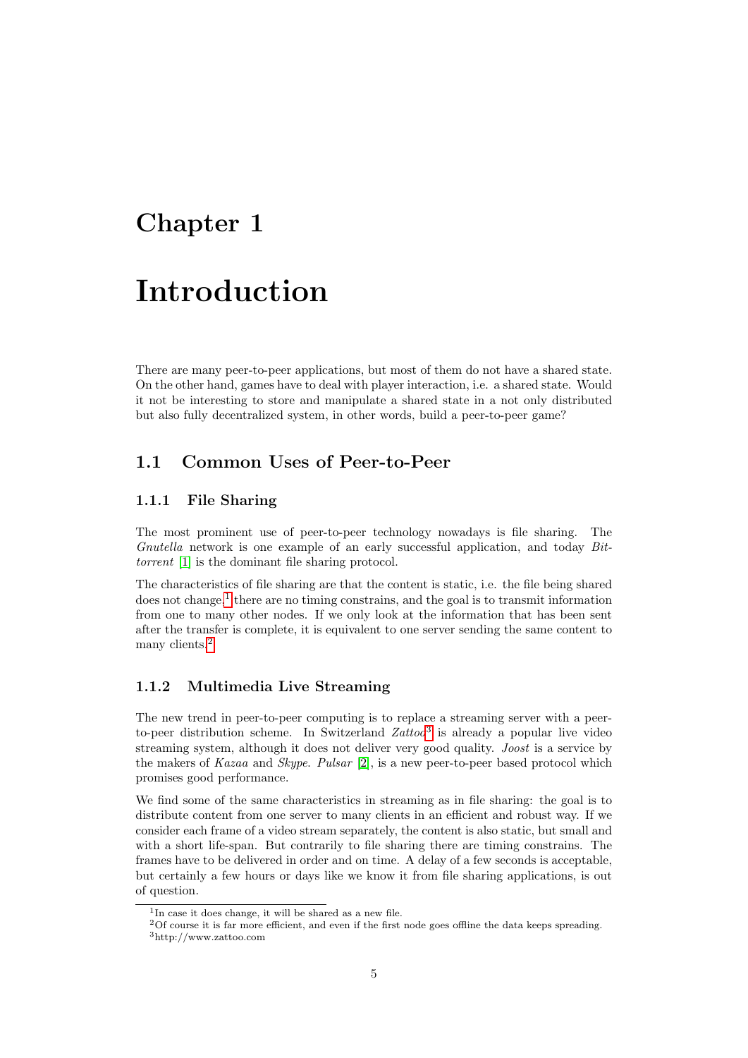# Chapter 1

# Introduction

There are many peer-to-peer applications, but most of them do not have a shared state. On the other hand, games have to deal with player interaction, i.e. a shared state. Would it not be interesting to store and manipulate a shared state in a not only distributed but also fully decentralized system, in other words, build a peer-to-peer game?

## 1.1 Common Uses of Peer-to-Peer

### 1.1.1 File Sharing

The most prominent use of peer-to-peer technology nowadays is file sharing. The *Gnutella* network is one example of an early successful application, and today *Bittorrent* [1] is the dominant file sharing protocol.

The characteristics of file sharing are that the content is static, i.e. the file being shared does not change,[1] there are no timing constrains, and the goal is to transmit information from one to many other nodes. If we only look at the information that has been sent after the transfer is complete, it is equivalent to one server sending the same content to many clients.[2]

### 1.1.2 Multimedia Live Streaming

The new trend in peer-to-peer computing is to replace a streaming server with a peer-to-peer distribution scheme. In Switzerland *Zattoo*[3] is already a popular live video streaming system, although it does not deliver very good quality. *Joost* is a service by the makers of *Kazaa* and *Skype*. *Pulsar* [2], is a new peer-to-peer based protocol which promises good performance.

We find some of the same characteristics in streaming as in file sharing: the goal is to distribute content from one server to many clients in an efficient and robust way. If we consider each frame of a video stream separately, the content is also static, but small and with a short life-span. But contrarily to file sharing there are timing constrains. The frames have to be delivered in order and on time. A delay of a few seconds is acceptable, but certainly a few hours or days like we know it from file sharing applications, is out of question.

---

[1] In case it does change, it will be shared as a new file.

[2] Of course it is far more efficient, and even if the first node goes offline the data keeps spreading.

[3] http://www.zattoo.com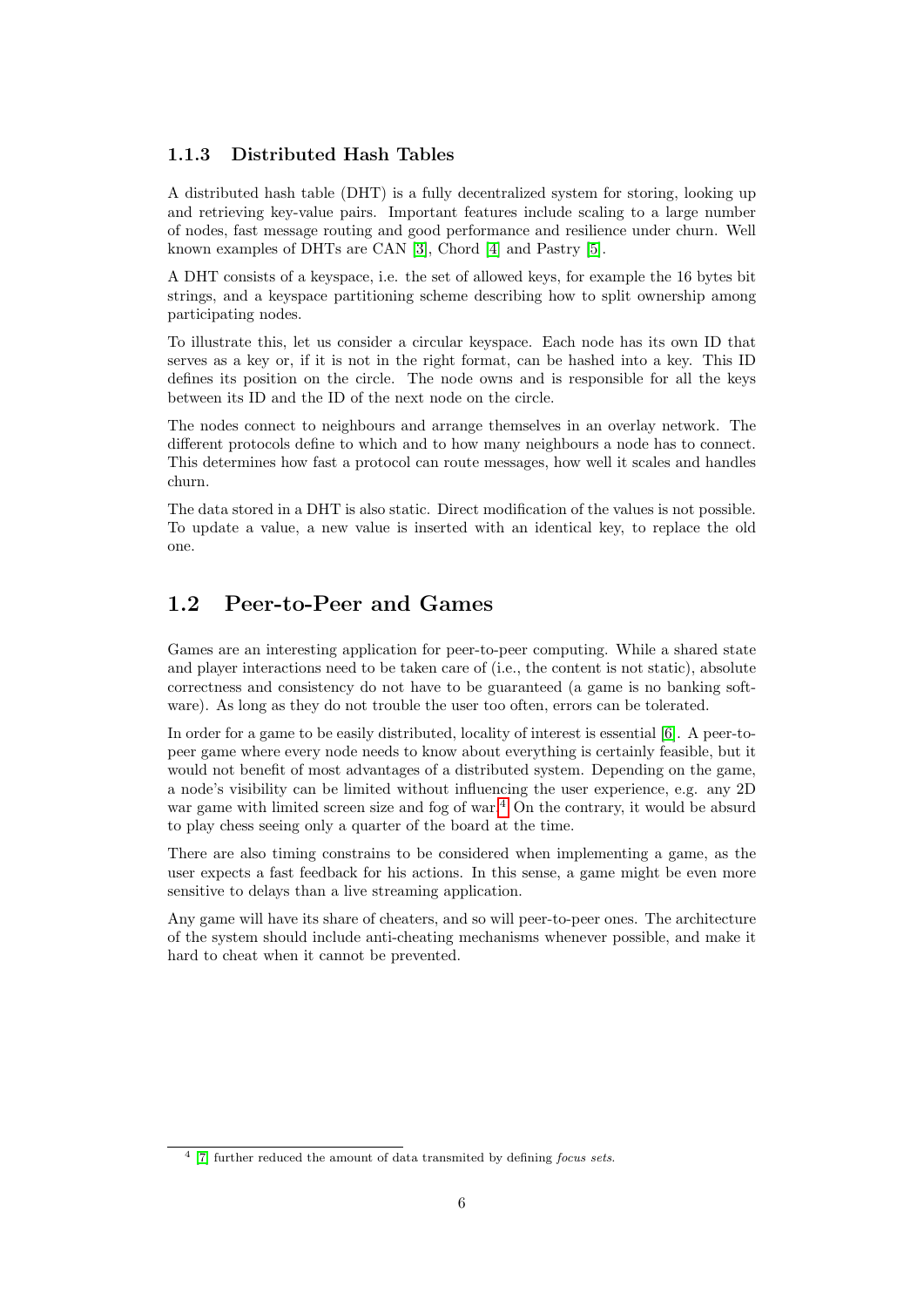### 1.1.3 Distributed Hash Tables

A distributed hash table (DHT) is a fully decentralized system for storing, looking up and retrieving key-value pairs. Important features include scaling to a large number of nodes, fast message routing and good performance and resilience under churn. Well known examples of DHTs are CAN [3], Chord [4] and Pastry [5].

A DHT consists of a keyspace, i.e. the set of allowed keys, for example the 16 bytes bit strings, and a keyspace partitioning scheme describing how to split ownership among participating nodes.

To illustrate this, let us consider a circular keyspace. Each node has its own ID that serves as a key or, if it is not in the right format, can be hashed into a key. This ID defines its position on the circle. The node owns and is responsible for all the keys between its ID and the ID of the next node on the circle.

The nodes connect to neighbours and arrange themselves in an overlay network. The different protocols define to which and to how many neighbours a node has to connect. This determines how fast a protocol can route messages, how well it scales and handles churn.

The data stored in a DHT is also static. Direct modification of the values is not possible. To update a value, a new value is inserted with an identical key, to replace the old one.

## 1.2 Peer-to-Peer and Games

Games are an interesting application for peer-to-peer computing. While a shared state and player interactions need to be taken care of (i.e., the content is not static), absolute correctness and consistency do not have to be guaranteed (a game is no banking software). As long as they do not trouble the user too often, errors can be tolerated.

In order for a game to be easily distributed, locality of interest is essential [6]. A peer-to-peer game where every node needs to know about everything is certainly feasible, but it would not benefit of most advantages of a distributed system. Depending on the game, a node's visibility can be limited without influencing the user experience, e.g. any 2D war game with limited screen size and fog of war.[4] On the contrary, it would be absurd to play chess seeing only a quarter of the board at the time.

There are also timing constrains to be considered when implementing a game, as the user expects a fast feedback for his actions. In this sense, a game might be even more sensitive to delays than a live streaming application.

Any game will have its share of cheaters, and so will peer-to-peer ones. The architecture of the system should include anti-cheating mechanisms whenever possible, and make it hard to cheat when it cannot be prevented.

[4] [7] further reduced the amount of data transmited by defining *focus sets*.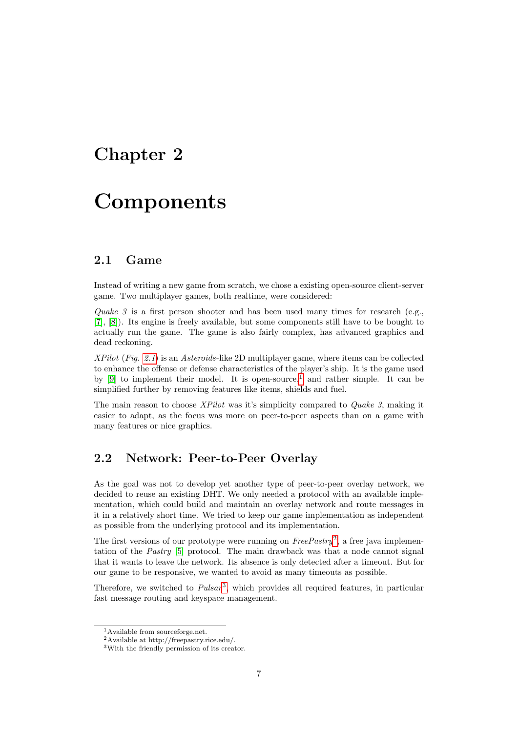# Chapter 2

# Components

## 2.1 Game

Instead of writing a new game from scratch, we chose a existing open-source client-server game. Two multiplayer games, both realtime, were considered:

*Quake 3* is a first person shooter and has been used many times for research (e.g., [7], [8]). Its engine is freely available, but some components still have to be bought to actually run the game. The game is also fairly complex, has advanced graphics and dead reckoning.

*XPilot* (*Fig. 2.1*) is an *Asteroids*-like 2D multiplayer game, where items can be collected to enhance the offense or defense characteristics of the player's ship. It is the game used by [9] to implement their model. It is open-source[1] and rather simple. It can be simplified further by removing features like items, shields and fuel.

The main reason to choose *XPilot* was it's simplicity compared to *Quake 3*, making it easier to adapt, as the focus was more on peer-to-peer aspects than on a game with many features or nice graphics.

## 2.2 Network: Peer-to-Peer Overlay

As the goal was not to develop yet another type of peer-to-peer overlay network, we decided to reuse an existing DHT. We only needed a protocol with an available implementation, which could build and maintain an overlay network and route messages in it in a relatively short time. We tried to keep our game implementation as independent as possible from the underlying protocol and its implementation.

The first versions of our prototype were running on *FreePastry*[2], a free java implementation of the *Pastry* [5] protocol. The main drawback was that a node cannot signal that it wants to leave the network. Its absence is only detected after a timeout. But for our game to be responsive, we wanted to avoid as many timeouts as possible.

Therefore, we switched to *Pulsar*[3], which provides all required features, in particular fast message routing and keyspace management.

[1] Available from sourceforge.net.
[2] Available at http://freepastry.rice.edu/.
[3] With the friendly permission of its creator.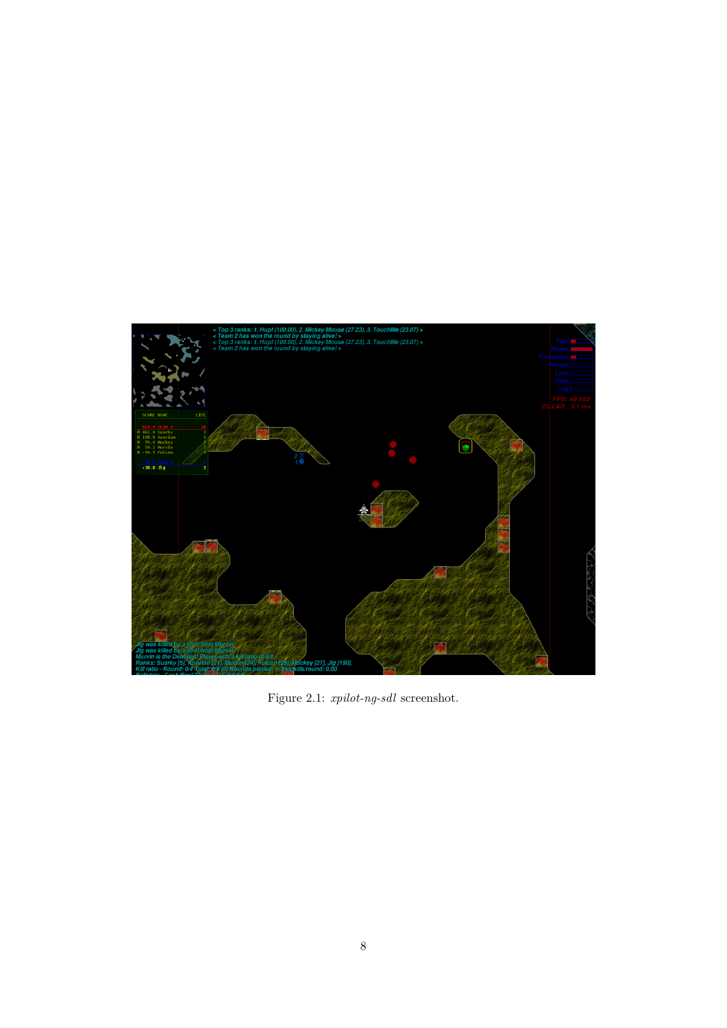Figure 2.1: *xpilot-ng-sdl* screenshot.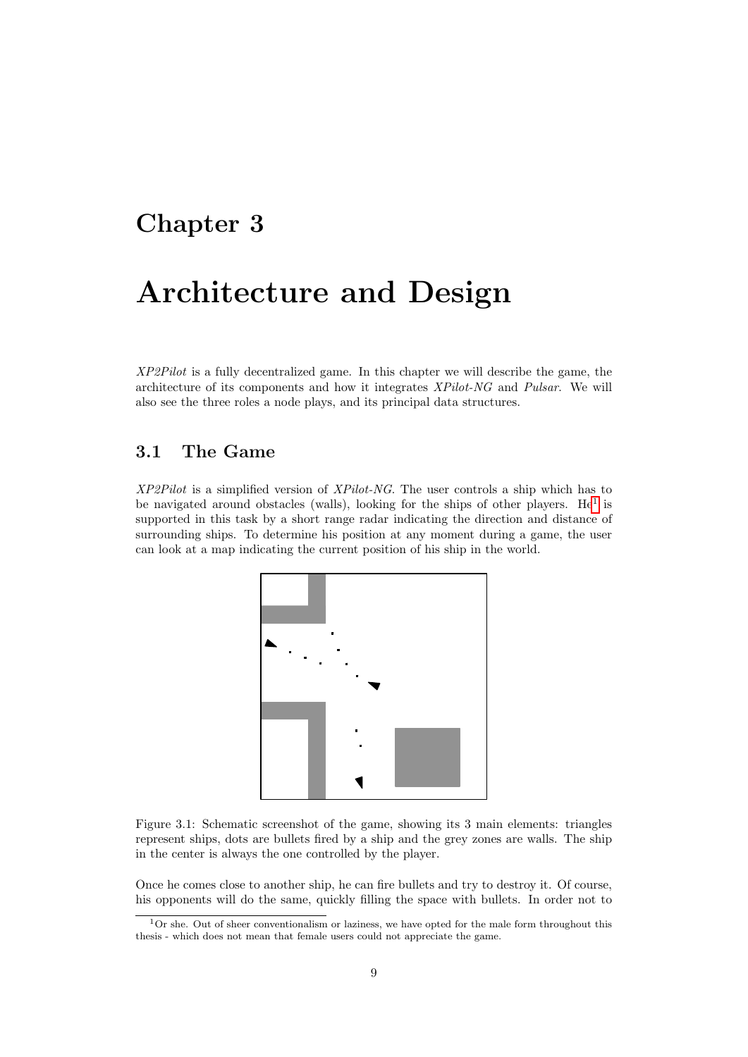# Chapter 3

# Architecture and Design

*XP2Pilot* is a fully decentralized game. In this chapter we will describe the game, the architecture of its components and how it integrates *XPilot-NG* and *Pulsar*. We will also see the three roles a node plays, and its principal data structures.

## 3.1 The Game

*XP2Pilot* is a simplified version of *XPilot-NG*. The user controls a ship which has to be navigated around obstacles (walls), looking for the ships of other players. He[1] is supported in this task by a short range radar indicating the direction and distance of surrounding ships. To determine his position at any moment during a game, the user can look at a map indicating the current position of his ship in the world.

Figure 3.1: Schematic screenshot of the game, showing its 3 main elements: triangles represent ships, dots are bullets fired by a ship and the grey zones are walls. The ship in the center is always the one controlled by the player.

Once he comes close to another ship, he can fire bullets and try to destroy it. Of course, his opponents will do the same, quickly filling the space with bullets. In order not to

[1] Or she. Out of sheer conventionalism or laziness, we have opted for the male form throughout this thesis - which does not mean that female users could not appreciate the game.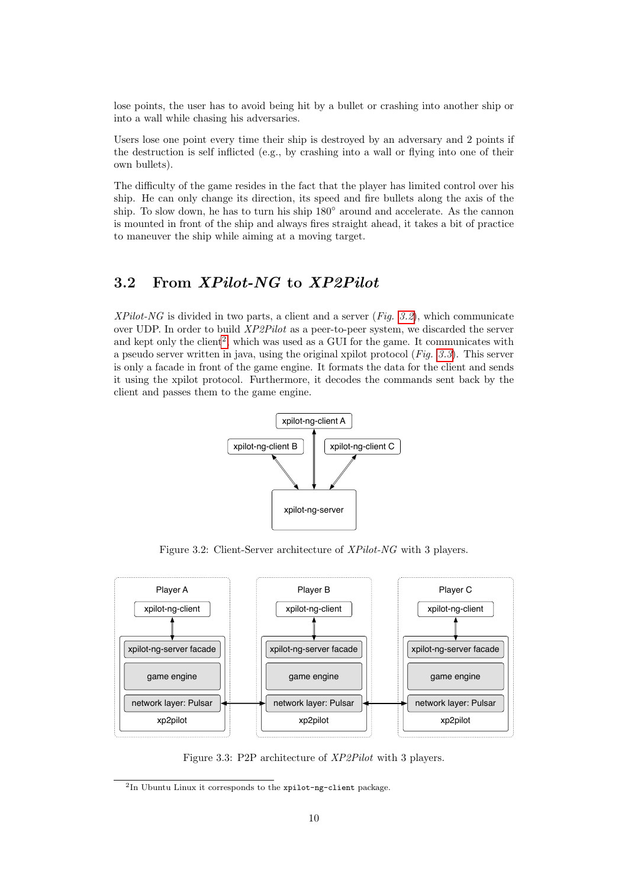lose points, the user has to avoid being hit by a bullet or crashing into another ship or into a wall while chasing his adversaries.

Users lose one point every time their ship is destroyed by an adversary and 2 points if the destruction is self inflicted (e.g., by crashing into a wall or flying into one of their own bullets).

The difficulty of the game resides in the fact that the player has limited control over his ship. He can only change its direction, its speed and fire bullets along the axis of the ship. To slow down, he has to turn his ship 180° around and accelerate. As the cannon is mounted in front of the ship and always fires straight ahead, it takes a bit of practice to maneuver the ship while aiming at a moving target.

## 3.2 From *XPilot-NG* to *XP2Pilot*

*XPilot-NG* is divided in two parts, a client and a server (*Fig. 3.2*), which communicate over UDP. In order to build *XP2Pilot* as a peer-to-peer system, we discarded the server and kept only the client[2], which was used as a GUI for the game. It communicates with a pseudo server written in java, using the original xpilot protocol (*Fig. 3.3*). This server is only a facade in front of the game engine. It formats the data for the client and sends it using the xpilot protocol. Furthermore, it decodes the commands sent back by the client and passes them to the game engine.

xpilot-ng-client A

xpilot-ng-client B

xpilot-ng-client C

xpilot-ng-server

Figure 3.2: Client-Server architecture of *XPilot-NG* with 3 players.

Player A | Player B | Player C

xpilot-ng-client

xpilot-ng-server facade

game engine

network layer: Pulsar

xp2pilot

Figure 3.3: P2P architecture of *XP2Pilot* with 3 players.

[2]In Ubuntu Linux it corresponds to the `xpilot-ng-client` package.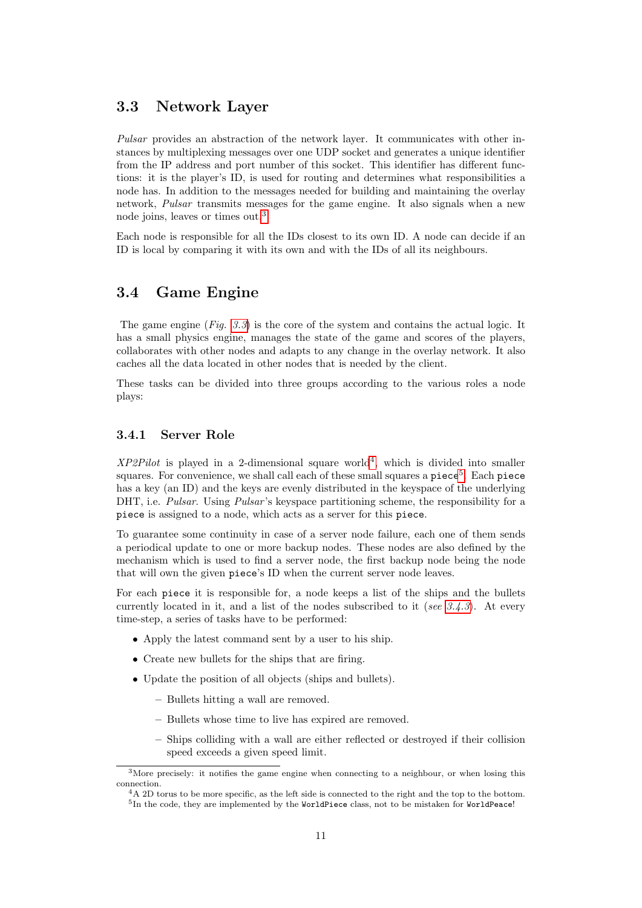## 3.3 Network Layer

*Pulsar* provides an abstraction of the network layer. It communicates with other instances by multiplexing messages over one UDP socket and generates a unique identifier from the IP address and port number of this socket. This identifier has different functions: it is the player's ID, is used for routing and determines what responsibilities a node has. In addition to the messages needed for building and maintaining the overlay network, *Pulsar* transmits messages for the game engine. It also signals when a new node joins, leaves or times out.[3]

Each node is responsible for all the IDs closest to its own ID. A node can decide if an ID is local by comparing it with its own and with the IDs of all its neighbours.

## 3.4 Game Engine

The game engine (*Fig. 3.3*) is the core of the system and contains the actual logic. It has a small physics engine, manages the state of the game and scores of the players, collaborates with other nodes and adapts to any change in the overlay network. It also caches all the data located in other nodes that is needed by the client.

These tasks can be divided into three groups according to the various roles a node plays:

### 3.4.1 Server Role

*XP2Pilot* is played in a 2-dimensional square world[4], which is divided into smaller squares. For convenience, we shall call each of these small squares a `piece`[5]. Each `piece` has a key (an ID) and the keys are evenly distributed in the keyspace of the underlying DHT, i.e. *Pulsar*. Using *Pulsar*'s keyspace partitioning scheme, the responsibility for a `piece` is assigned to a node, which acts as a server for this `piece`.

To guarantee some continuity in case of a server node failure, each one of them sends a periodical update to one or more backup nodes. These nodes are also defined by the mechanism which is used to find a server node, the first backup node being the node that will own the given `piece`'s ID when the current server node leaves.

For each `piece` it is responsible for, a node keeps a list of the ships and the bullets currently located in it, and a list of the nodes subscribed to it (*see 3.4.3*). At every time-step, a series of tasks have to be performed:

- Apply the latest command sent by a user to his ship.
- Create new bullets for the ships that are firing.
- Update the position of all objects (ships and bullets).
  - Bullets hitting a wall are removed.
  - Bullets whose time to live has expired are removed.
  - Ships colliding with a wall are either reflected or destroyed if their collision speed exceeds a given speed limit.

---

[3] More precisely: it notifies the game engine when connecting to a neighbour, or when losing this connection.

[4] A 2D torus to be more specific, as the left side is connected to the right and the top to the bottom.

[5] In the code, they are implemented by the `WorldPiece` class, not to be mistaken for `WorldPeace`!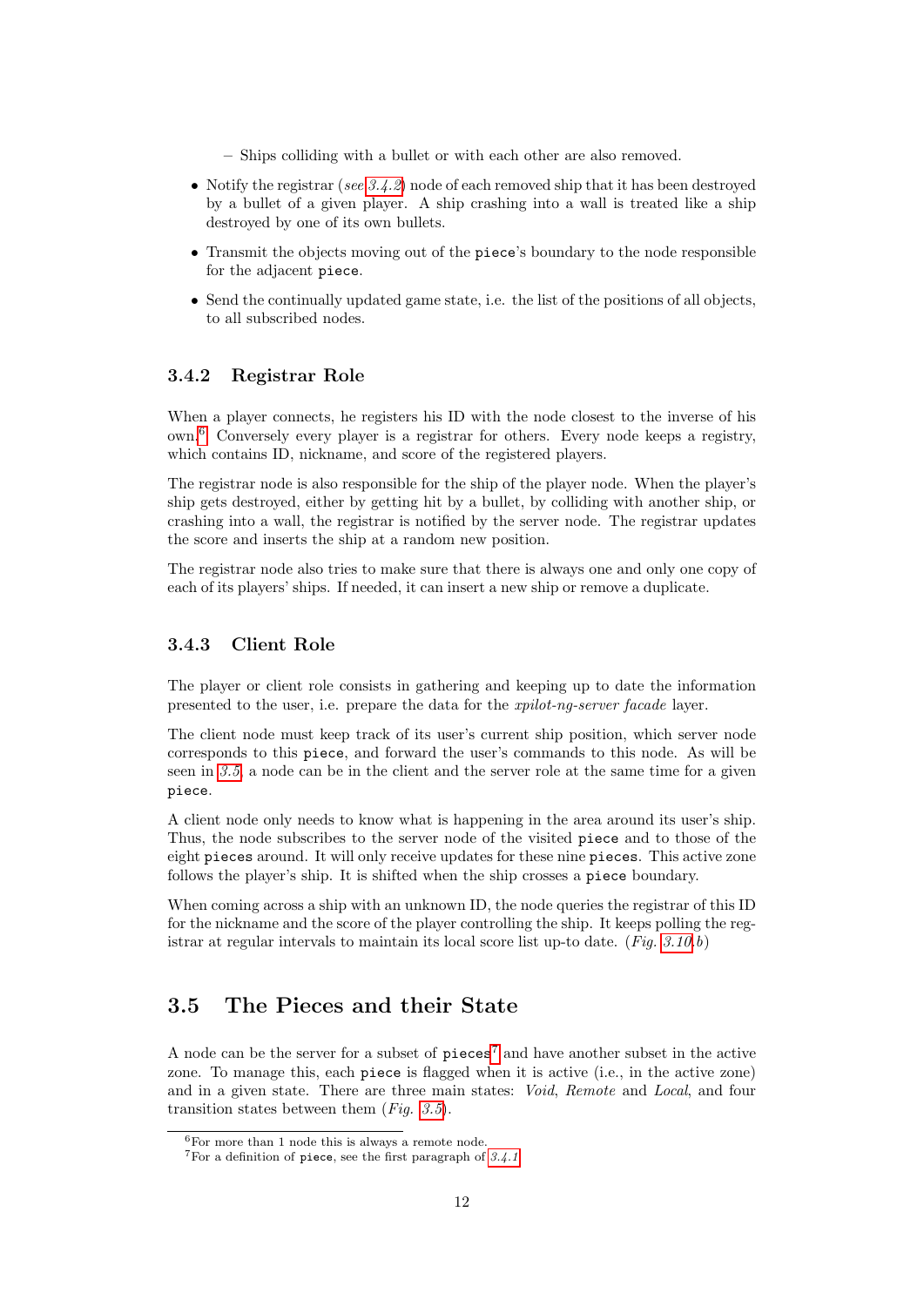- Ships colliding with a bullet or with each other are also removed.

- Notify the registrar (*see 3.4.2*) node of each removed ship that it has been destroyed by a bullet of a given player. A ship crashing into a wall is treated like a ship destroyed by one of its own bullets.
- Transmit the objects moving out of the `piece`'s boundary to the node responsible for the adjacent `piece`.
- Send the continually updated game state, i.e. the list of the positions of all objects, to all subscribed nodes.

### 3.4.2 Registrar Role

When a player connects, he registers his ID with the node closest to the inverse of his own.[6] Conversely every player is a registrar for others. Every node keeps a registry, which contains ID, nickname, and score of the registered players.

The registrar node is also responsible for the ship of the player node. When the player's ship gets destroyed, either by getting hit by a bullet, by colliding with another ship, or crashing into a wall, the registrar is notified by the server node. The registrar updates the score and inserts the ship at a random new position.

The registrar node also tries to make sure that there is always one and only one copy of each of its players' ships. If needed, it can insert a new ship or remove a duplicate.

### 3.4.3 Client Role

The player or client role consists in gathering and keeping up to date the information presented to the user, i.e. prepare the data for the *xpilot-ng-server facade* layer.

The client node must keep track of its user's current ship position, which server node corresponds to this `piece`, and forward the user's commands to this node. As will be seen in *3.5*, a node can be in the client and the server role at the same time for a given `piece`.

A client node only needs to know what is happening in the area around its user's ship. Thus, the node subscribes to the server node of the visited `piece` and to those of the eight `pieces` around. It will only receive updates for these nine `pieces`. This active zone follows the player's ship. It is shifted when the ship crosses a `piece` boundary.

When coming across a ship with an unknown ID, the node queries the registrar of this ID for the nickname and the score of the player controlling the ship. It keeps polling the registrar at regular intervals to maintain its local score list up-to date. (*Fig. 3.10,b*)

## 3.5 The Pieces and their State

A node can be the server for a subset of `pieces`[7] and have another subset in the active zone. To manage this, each `piece` is flagged when it is active (i.e., in the active zone) and in a given state. There are three main states: *Void*, *Remote* and *Local*, and four transition states between them (*Fig. 3.5*).

[6] For more than 1 node this is always a remote node.

[7] For a definition of `piece`, see the first paragraph of *3.4.1*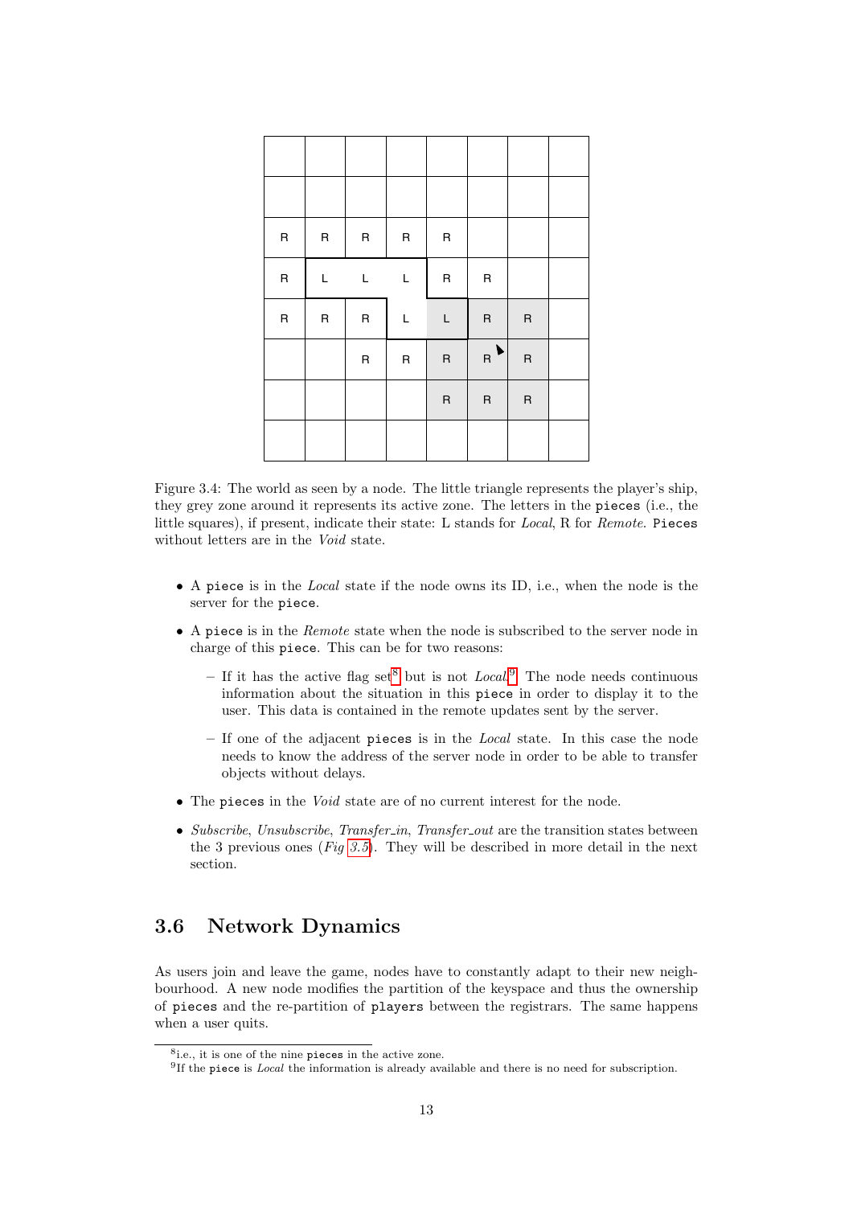| | | | | | | | |
|---|---|---|---|---|---|---|---|
| | | | | | | | |
| R | R | R | R | R | | | |
| R | L | L | L | R | R | | |
| R | R | R | L | L | R | R | |
| | | R | R | R | R | R | |
| | | | | R | R | R | |
| | | | | | | | |

Figure 3.4: The world as seen by a node. The little triangle represents the player's ship, they grey zone around it represents its active zone. The letters in the `pieces` (i.e., the little squares), if present, indicate their state: L stands for *Local*, R for *Remote*. `Pieces` without letters are in the *Void* state.

- A `piece` is in the *Local* state if the node owns its ID, i.e., when the node is the server for the `piece`.
- A `piece` is in the *Remote* state when the node is subscribed to the server node in charge of this `piece`. This can be for two reasons:
  - If it has the active flag set[8] but is not *Local*[9]. The node needs continuous information about the situation in this `piece` in order to display it to the user. This data is contained in the remote updates sent by the server.
  - If one of the adjacent `pieces` is in the *Local* state. In this case the node needs to know the address of the server node in order to be able to transfer objects without delays.
- The `pieces` in the *Void* state are of no current interest for the node.
- *Subscribe*, *Unsubscribe*, *Transfer_in*, *Transfer_out* are the transition states between the 3 previous ones (*Fig 3.5*). They will be described in more detail in the next section.

## 3.6 Network Dynamics

As users join and leave the game, nodes have to constantly adapt to their new neighbourhood. A new node modifies the partition of the keyspace and thus the ownership of `pieces` and the re-partition of `players` between the registrars. The same happens when a user quits.

[8] i.e., it is one of the nine `pieces` in the active zone.

[9] If the `piece` is *Local* the information is already available and there is no need for subscription.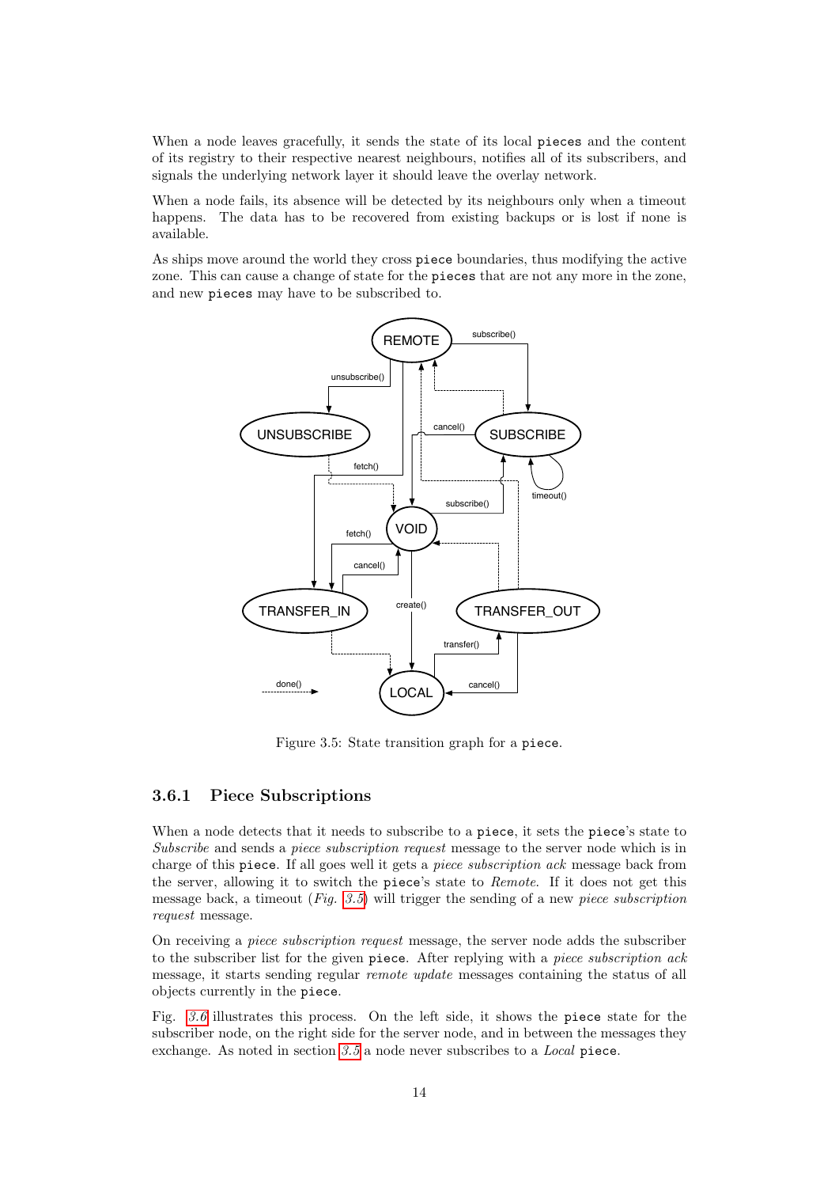When a node leaves gracefully, it sends the state of its local pieces and the content of its registry to their respective nearest neighbours, notifies all of its subscribers, and signals the underlying network layer it should leave the overlay network.

When a node fails, its absence will be detected by its neighbours only when a timeout happens. The data has to be recovered from existing backups or is lost if none is available.

As ships move around the world they cross piece boundaries, thus modifying the active zone. This can cause a change of state for the pieces that are not any more in the zone, and new pieces may have to be subscribed to.

Figure 3.5: State transition graph for a piece.

### 3.6.1 Piece Subscriptions

When a node detects that it needs to subscribe to a piece, it sets the piece's state to *Subscribe* and sends a *piece subscription request* message to the server node which is in charge of this piece. If all goes well it gets a *piece subscription ack* message back from the server, allowing it to switch the piece's state to *Remote*. If it does not get this message back, a timeout (*Fig. 3.5*) will trigger the sending of a new *piece subscription request* message.

On receiving a *piece subscription request* message, the server node adds the subscriber to the subscriber list for the given piece. After replying with a *piece subscription ack* message, it starts sending regular *remote update* messages containing the status of all objects currently in the piece.

Fig. *3.6* illustrates this process. On the left side, it shows the piece state for the subscriber node, on the right side for the server node, and in between the messages they exchange. As noted in section *3.5* a node never subscribes to a *Local* piece.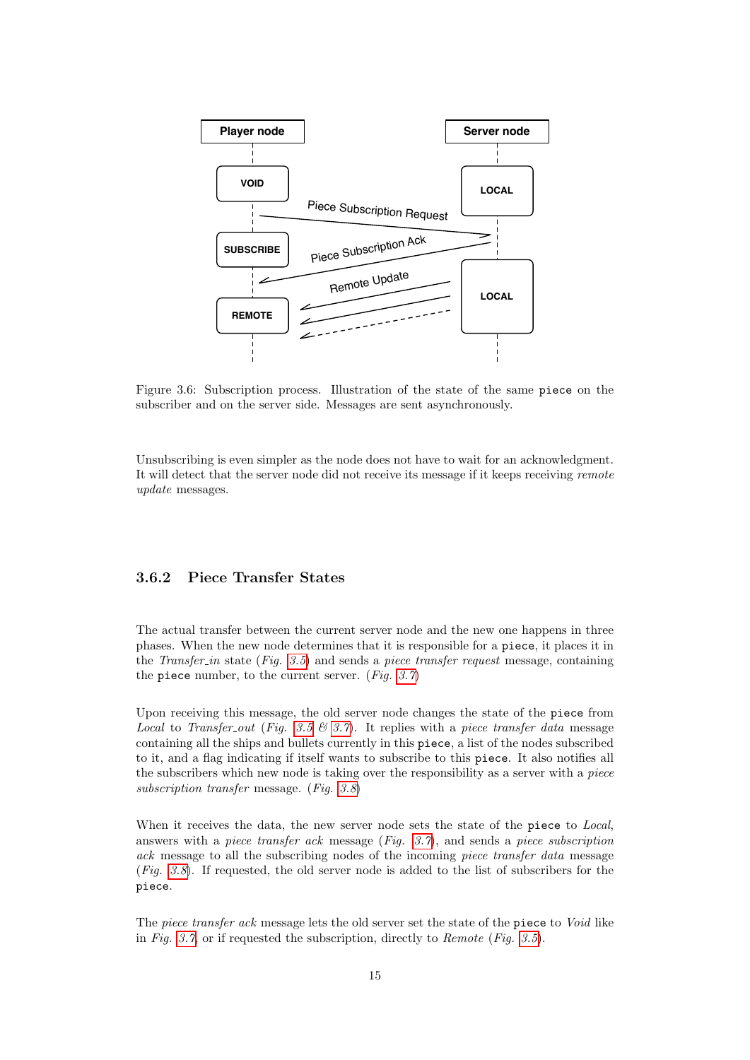Figure 3.6: Subscription process. Illustration of the state of the same piece on the subscriber and on the server side. Messages are sent asynchronously.

Unsubscribing is even simpler as the node does not have to wait for an acknowledgment. It will detect that the server node did not receive its message if it keeps receiving *remote update* messages.

### 3.6.2 Piece Transfer States

The actual transfer between the current server node and the new one happens in three phases. When the new node determines that it is responsible for a piece, it places it in the *Transfer_in* state (*Fig.* 3.5) and sends a *piece transfer request* message, containing the piece number, to the current server. (*Fig.* 3.7)

Upon receiving this message, the old server node changes the state of the piece from *Local* to *Transfer_out* (*Fig.* 3.5 *&* 3.7). It replies with a *piece transfer data* message containing all the ships and bullets currently in this piece, a list of the nodes subscribed to it, and a flag indicating if itself wants to subscribe to this piece. It also notifies all the subscribers which new node is taking over the responsibility as a server with a *piece subscription transfer* message. (*Fig.* 3.8)

When it receives the data, the new server node sets the state of the piece to *Local*, answers with a *piece transfer ack* message (*Fig.* 3.7), and sends a *piece subscription ack* message to all the subscribing nodes of the incoming *piece transfer data* message (*Fig.* 3.8). If requested, the old server node is added to the list of subscribers for the piece.

The *piece transfer ack* message lets the old server set the state of the piece to *Void* like in *Fig.* 3.7, or if requested the subscription, directly to *Remote* (*Fig.* 3.5).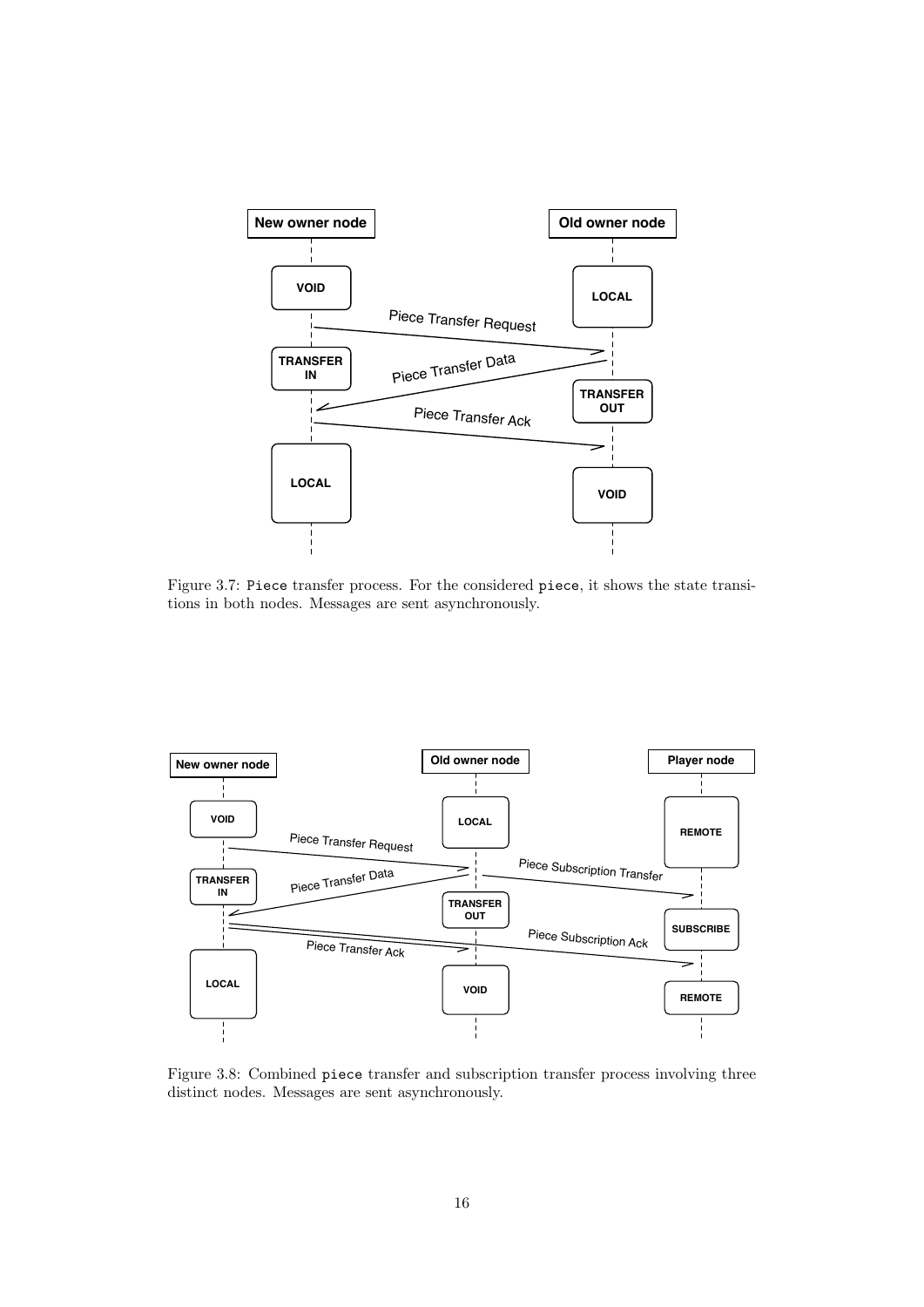Figure 3.7: `Piece` transfer process. For the considered `piece`, it shows the state transitions in both nodes. Messages are sent asynchronously.

Figure 3.8: Combined `piece` transfer and subscription transfer process involving three distinct nodes. Messages are sent asynchronously.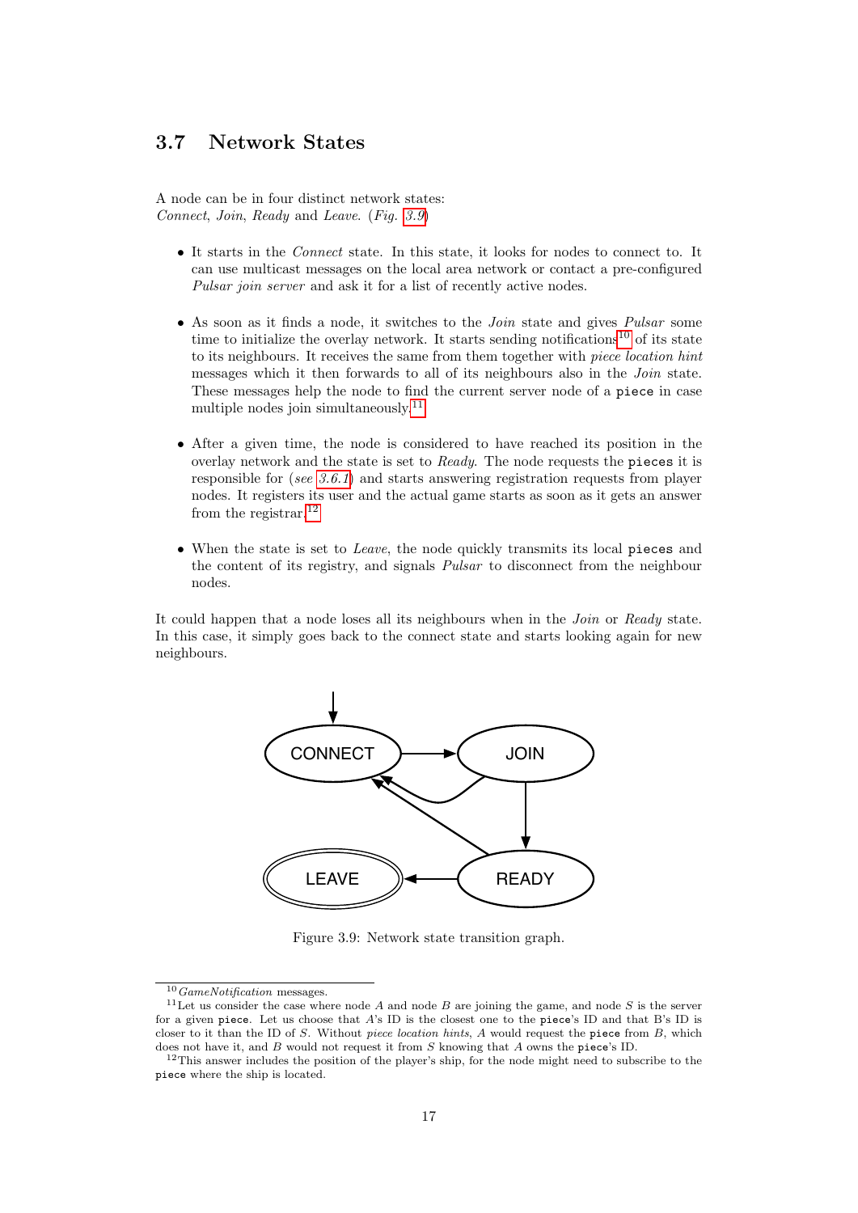## 3.7 Network States

A node can be in four distinct network states:
*Connect*, *Join*, *Ready* and *Leave*. (*Fig. 3.9*)

- It starts in the *Connect* state. In this state, it looks for nodes to connect to. It can use multicast messages on the local area network or contact a pre-configured *Pulsar join server* and ask it for a list of recently active nodes.

- As soon as it finds a node, it switches to the *Join* state and gives *Pulsar* some time to initialize the overlay network. It starts sending notifications[10] of its state to its neighbours. It receives the same from them together with *piece location hint* messages which it then forwards to all of its neighbours also in the *Join* state. These messages help the node to find the current server node of a `piece` in case multiple nodes join simultaneously.[11]

- After a given time, the node is considered to have reached its position in the overlay network and the state is set to *Ready*. The node requests the `pieces` it is responsible for (*see 3.6.1*) and starts answering registration requests from player nodes. It registers its user and the actual game starts as soon as it gets an answer from the registrar.[12]

- When the state is set to *Leave*, the node quickly transmits its local `pieces` and the content of its registry, and signals *Pulsar* to disconnect from the neighbour nodes.

It could happen that a node loses all its neighbours when in the *Join* or *Ready* state. In this case, it simply goes back to the connect state and starts looking again for new neighbours.

Figure 3.9: Network state transition graph.

---

[10] *GameNotification* messages.

[11] Let us consider the case where node $A$ and node $B$ are joining the game, and node $S$ is the server for a given `piece`. Let us choose that $A$'s ID is the closest one to the `piece`'s ID and that B's ID is closer to it than the ID of $S$. Without *piece location hints*, $A$ would request the `piece` from $B$, which does not have it, and $B$ would not request it from $S$ knowing that $A$ owns the `piece`'s ID.

[12] This answer includes the position of the player's ship, for the node might need to subscribe to the `piece` where the ship is located.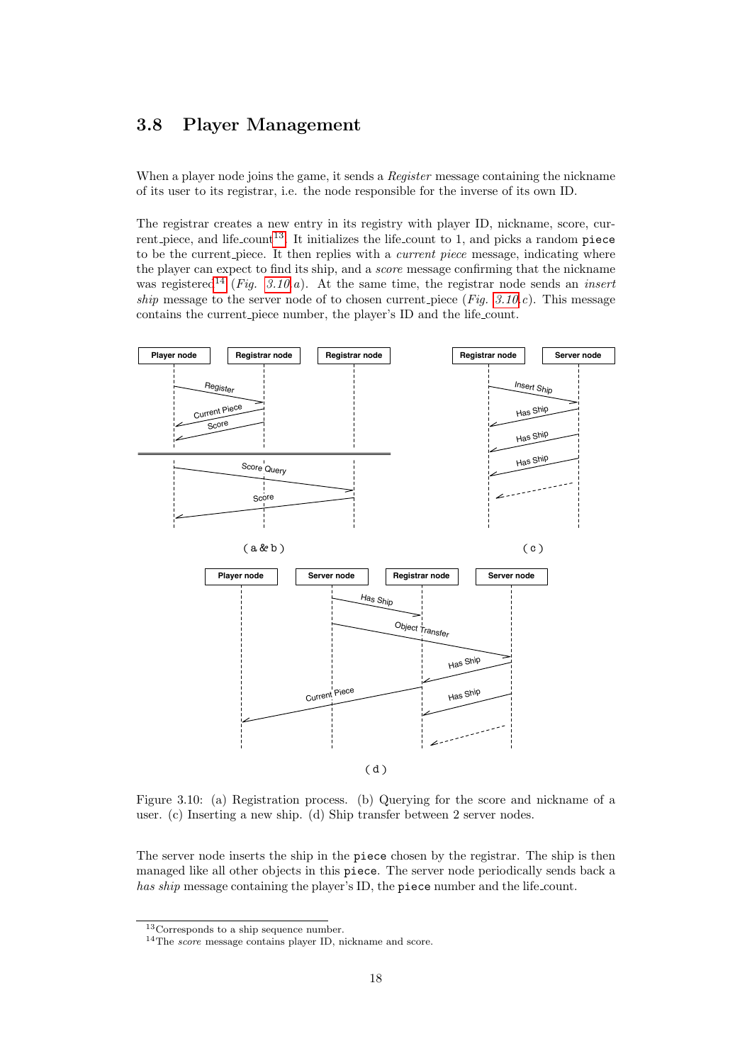## 3.8 Player Management

When a player node joins the game, it sends a *Register* message containing the nickname of its user to its registrar, i.e. the node responsible for the inverse of its own ID.

The registrar creates a new entry in its registry with player ID, nickname, score, current_piece, and life_count[13]. It initializes the life_count to 1, and picks a random piece to be the current_piece. It then replies with a *current piece* message, indicating where the player can expect to find its ship, and a *score* message confirming that the nickname was registered[14] (*Fig.* 3.10 *a*). At the same time, the registrar node sends an *insert ship* message to the server node of to chosen current_piece (*Fig.* 3.10 *c*). This message contains the current_piece number, the player's ID and the life_count.

Figure 3.10: (a) Registration process. (b) Querying for the score and nickname of a user. (c) Inserting a new ship. (d) Ship transfer between 2 server nodes.

The server node inserts the ship in the piece chosen by the registrar. The ship is then managed like all other objects in this piece. The server node periodically sends back a *has ship* message containing the player's ID, the piece number and the life_count.

[13] Corresponds to a ship sequence number.

[14] The *score* message contains player ID, nickname and score.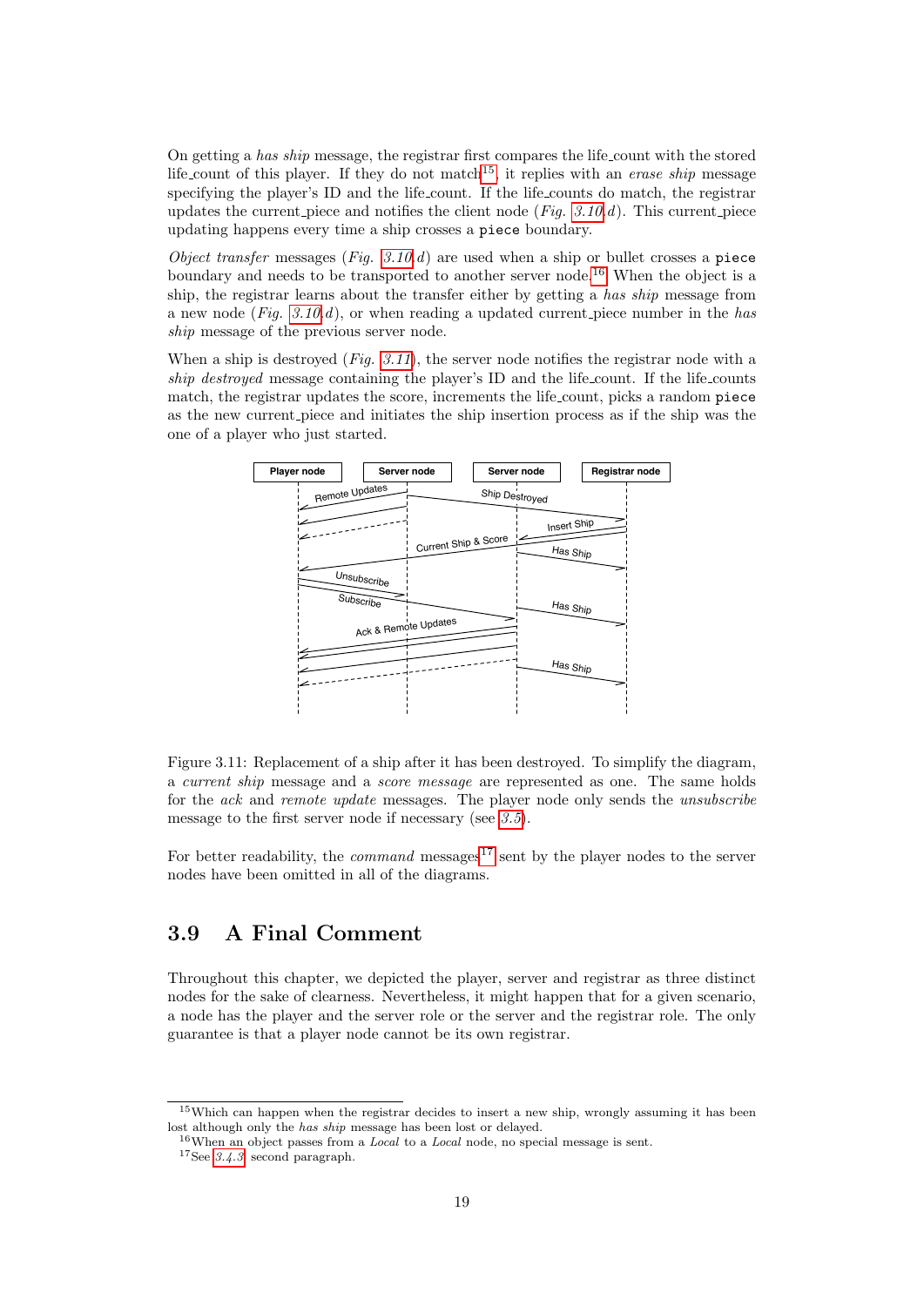On getting a *has ship* message, the registrar first compares the life_count with the stored life_count of this player. If they do not match[15], it replies with an *erase ship* message specifying the player's ID and the life_count. If the life_counts do match, the registrar updates the current_piece and notifies the client node (*Fig. 3.10.d*). This current_piece updating happens every time a ship crosses a piece boundary.

*Object transfer* messages (*Fig. 3.10.d*) are used when a ship or bullet crosses a piece boundary and needs to be transported to another server node.[16] When the object is a ship, the registrar learns about the transfer either by getting a *has ship* message from a new node (*Fig. 3.10.d*), or when reading a updated current_piece number in the *has ship* message of the previous server node.

When a ship is destroyed (*Fig. 3.11*), the server node notifies the registrar node with a *ship destroyed* message containing the player's ID and the life_count. If the life_counts match, the registrar updates the score, increments the life_count, picks a random piece as the new current_piece and initiates the ship insertion process as if the ship was the one of a player who just started.

Figure 3.11: Replacement of a ship after it has been destroyed. To simplify the diagram, a *current ship* message and a *score message* are represented as one. The same holds for the *ack* and *remote update* messages. The player node only sends the *unsubscribe* message to the first server node if necessary (see 3.5).

For better readability, the *command* messages[17] sent by the player nodes to the server nodes have been omitted in all of the diagrams.

## 3.9 A Final Comment

Throughout this chapter, we depicted the player, server and registrar as three distinct nodes for the sake of clearness. Nevertheless, it might happen that for a given scenario, a node has the player and the server role or the server and the registrar role. The only guarantee is that a player node cannot be its own registrar.

[15] Which can happen when the registrar decides to insert a new ship, wrongly assuming it has been lost although only the *has ship* message has been lost or delayed.

[16] When an object passes from a *Local* to a *Local* node, no special message is sent.

[17] See 3.4.3 second paragraph.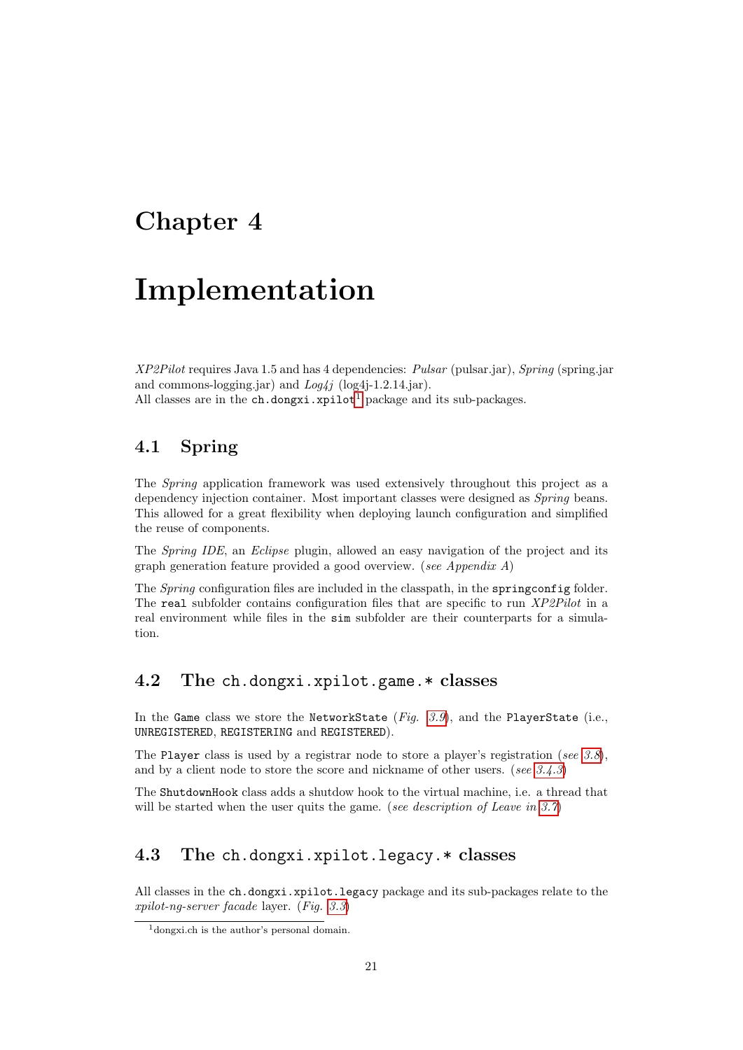# Chapter 4

# Implementation

*XP2Pilot* requires Java 1.5 and has 4 dependencies: *Pulsar* (pulsar.jar), *Spring* (spring.jar and commons-logging.jar) and *Log4j* (log4j-1.2.14.jar).
All classes are in the `ch.dongxi.xpilot`[1] package and its sub-packages.

## 4.1 Spring

The *Spring* application framework was used extensively throughout this project as a dependency injection container. Most important classes were designed as *Spring* beans. This allowed for a great flexibility when deploying launch configuration and simplified the reuse of components.

The *Spring IDE*, an *Eclipse* plugin, allowed an easy navigation of the project and its graph generation feature provided a good overview. (*see Appendix A*)

The *Spring* configuration files are included in the classpath, in the `springconfig` folder. The `real` subfolder contains configuration files that are specific to run *XP2Pilot* in a real environment while files in the `sim` subfolder are their counterparts for a simulation.

## 4.2 The `ch.dongxi.xpilot.game.*` classes

In the `Game` class we store the `NetworkState` (*Fig. 3.9*), and the `PlayerState` (i.e., `UNREGISTERED`, `REGISTERING` and `REGISTERED`).

The `Player` class is used by a registrar node to store a player's registration (*see 3.8*), and by a client node to store the score and nickname of other users. (*see 3.4.3*)

The `ShutdownHook` class adds a shutdow hook to the virtual machine, i.e. a thread that will be started when the user quits the game. (*see description of Leave in 3.7*)

## 4.3 The `ch.dongxi.xpilot.legacy.*` classes

All classes in the `ch.dongxi.xpilot.legacy` package and its sub-packages relate to the *xpilot-ng-server facade* layer. (*Fig. 3.3*)

[1] dongxi.ch is the author's personal domain.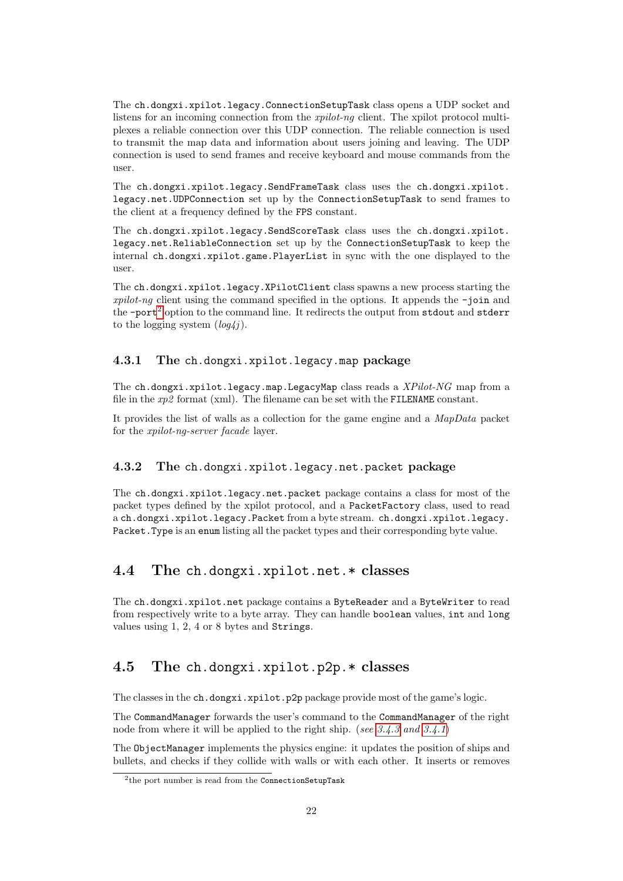The `ch.dongxi.xpilot.legacy.ConnectionSetupTask` class opens a UDP socket and listens for an incoming connection from the *xpilot-ng* client. The xpilot protocol multiplexes a reliable connection over this UDP connection. The reliable connection is used to transmit the map data and information about users joining and leaving. The UDP connection is used to send frames and receive keyboard and mouse commands from the user.

The `ch.dongxi.xpilot.legacy.SendFrameTask` class uses the `ch.dongxi.xpilot.legacy.net.UDPConnection` set up by the `ConnectionSetupTask` to send frames to the client at a frequency defined by the `FPS` constant.

The `ch.dongxi.xpilot.legacy.SendScoreTask` class uses the `ch.dongxi.xpilot.legacy.net.ReliableConnection` set up by the `ConnectionSetupTask` to keep the internal `ch.dongxi.xpilot.game.PlayerList` in sync with the one displayed to the user.

The `ch.dongxi.xpilot.legacy.XPilotClient` class spawns a new process starting the *xpilot-ng* client using the command specified in the options. It appends the `-join` and the `-port`[2] option to the command line. It redirects the output from `stdout` and `stderr` to the logging system (*log4j*).

### 4.3.1 The `ch.dongxi.xpilot.legacy.map` package

The `ch.dongxi.xpilot.legacy.map.LegacyMap` class reads a *XPilot-NG* map from a file in the *xp2* format (xml). The filename can be set with the `FILENAME` constant.

It provides the list of walls as a collection for the game engine and a *MapData* packet for the *xpilot-ng-server facade* layer.

### 4.3.2 The `ch.dongxi.xpilot.legacy.net.packet` package

The `ch.dongxi.xpilot.legacy.net.packet` package contains a class for most of the packet types defined by the xpilot protocol, and a `PacketFactory` class, used to read a `ch.dongxi.xpilot.legacy.Packet` from a byte stream. `ch.dongxi.xpilot.legacy.Packet.Type` is an `enum` listing all the packet types and their corresponding byte value.

## 4.4 The `ch.dongxi.xpilot.net.*` classes

The `ch.dongxi.xpilot.net` package contains a `ByteReader` and a `ByteWriter` to read from respectively write to a byte array. They can handle `boolean` values, `int` and `long` values using 1, 2, 4 or 8 bytes and `Strings`.

## 4.5 The `ch.dongxi.xpilot.p2p.*` classes

The classes in the `ch.dongxi.xpilot.p2p` package provide most of the game's logic.

The `CommandManager` forwards the user's command to the `CommandManager` of the right node from where it will be applied to the right ship. (*see 3.4.3 and 3.4.1*)

The `ObjectManager` implements the physics engine: it updates the position of ships and bullets, and checks if they collide with walls or with each other. It inserts or removes

[2] the port number is read from the `ConnectionSetupTask`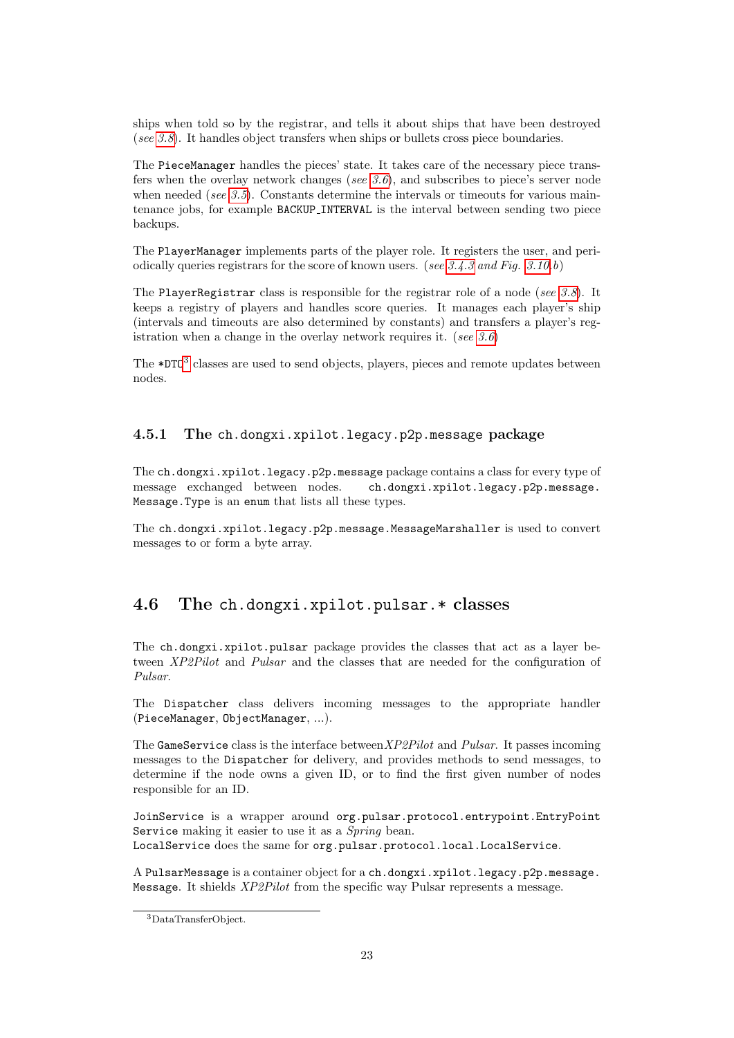ships when told so by the registrar, and tells it about ships that have been destroyed (*see 3.8*). It handles object transfers when ships or bullets cross piece boundaries.

The `PieceManager` handles the pieces' state. It takes care of the necessary piece transfers when the overlay network changes (*see 3.6*), and subscribes to piece's server node when needed (*see 3.5*). Constants determine the intervals or timeouts for various maintenance jobs, for example `BACKUP_INTERVAL` is the interval between sending two piece backups.

The `PlayerManager` implements parts of the player role. It registers the user, and periodically queries registrars for the score of known users. (*see 3.4.3 and Fig. 3.10.b*)

The `PlayerRegistrar` class is responsible for the registrar role of a node (*see 3.8*). It keeps a registry of players and handles score queries. It manages each player's ship (intervals and timeouts are also determined by constants) and transfers a player's registration when a change in the overlay network requires it. (*see 3.6*)

The `*DTO`[3] classes are used to send objects, players, pieces and remote updates between nodes.

### 4.5.1 The `ch.dongxi.xpilot.legacy.p2p.message` package

The `ch.dongxi.xpilot.legacy.p2p.message` package contains a class for every type of message exchanged between nodes. `ch.dongxi.xpilot.legacy.p2p.message.Message.Type` is an `enum` that lists all these types.

The `ch.dongxi.xpilot.legacy.p2p.message.MessageMarshaller` is used to convert messages to or form a byte array.

## 4.6 The `ch.dongxi.xpilot.pulsar.*` classes

The `ch.dongxi.xpilot.pulsar` package provides the classes that act as a layer between *XP2Pilot* and *Pulsar* and the classes that are needed for the configuration of *Pulsar*.

The `Dispatcher` class delivers incoming messages to the appropriate handler (`PieceManager`, `ObjectManager`, ...).

The `GameService` class is the interface between *XP2Pilot* and *Pulsar*. It passes incoming messages to the `Dispatcher` for delivery, and provides methods to send messages, to determine if the node owns a given ID, or to find the first given number of nodes responsible for an ID.

`JoinService` is a wrapper around `org.pulsar.protocol.entrypoint.EntryPointService` making it easier to use it as a *Spring* bean.
`LocalService` does the same for `org.pulsar.protocol.local.LocalService`.

A `PulsarMessage` is a container object for a `ch.dongxi.xpilot.legacy.p2p.message.Message`. It shields *XP2Pilot* from the specific way Pulsar represents a message.

[3] DataTransferObject.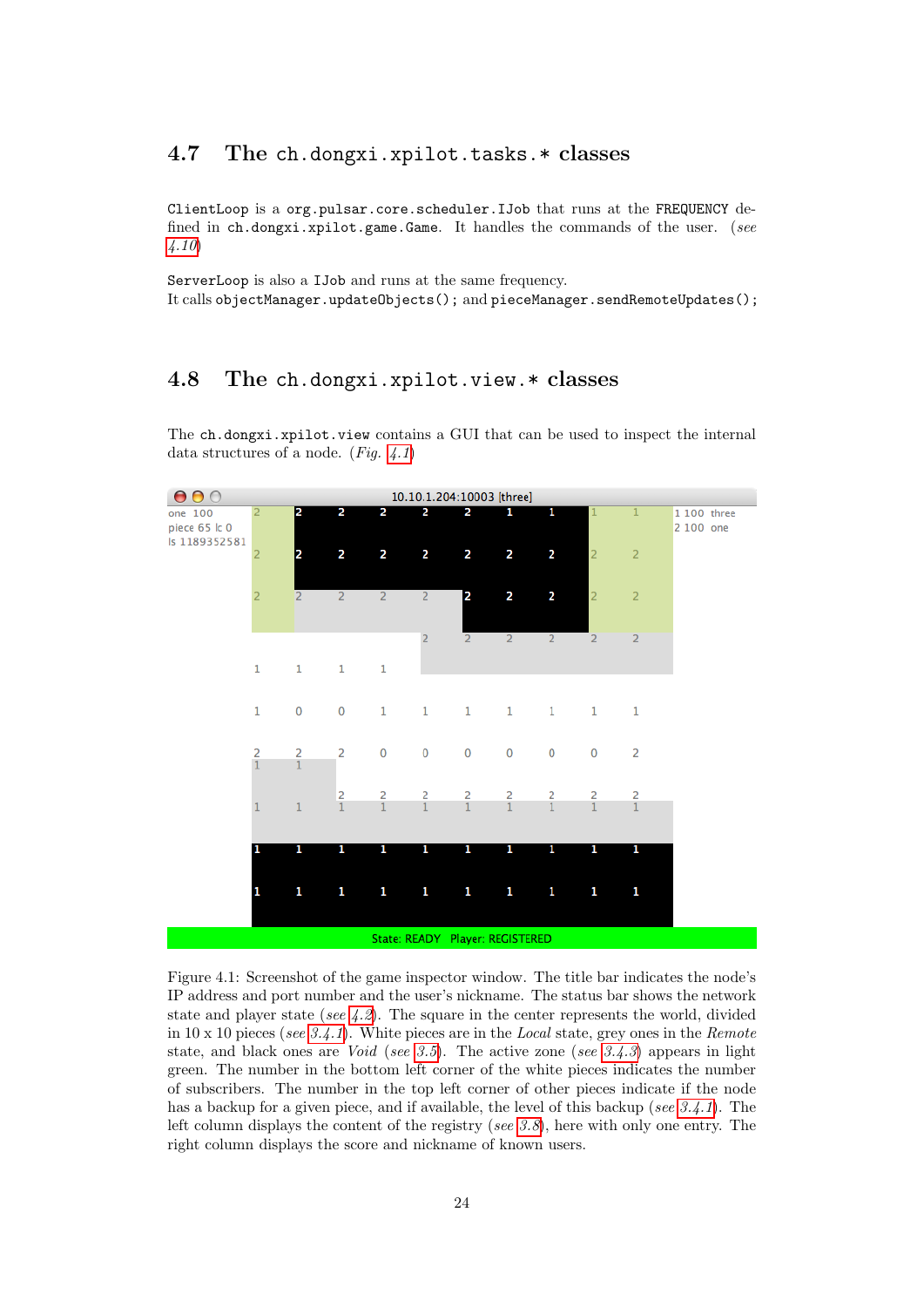## 4.7 The `ch.dongxi.xpilot.tasks.*` classes

`ClientLoop` is a `org.pulsar.core.scheduler.IJob` that runs at the `FREQUENCY` defined in `ch.dongxi.xpilot.game.Game`. It handles the commands of the user. (*see* 4.10)

`ServerLoop` is also a `IJob` and runs at the same frequency.
It calls `objectManager.updateObjects();` and `pieceManager.sendRemoteUpdates();`

## 4.8 The `ch.dongxi.xpilot.view.*` classes

The `ch.dongxi.xpilot.view` contains a GUI that can be used to inspect the internal data structures of a node. (*Fig.* 4.1)

Figure 4.1: Screenshot of the game inspector window. The title bar indicates the node's IP address and port number and the user's nickname. The status bar shows the network state and player state (*see* 4.2). The square in the center represents the world, divided in 10 x 10 pieces (*see* 3.4.1). White pieces are in the *Local* state, grey ones in the *Remote* state, and black ones are *Void* (*see* 3.5). The active zone (*see* 3.4.3) appears in light green. The number in the bottom left corner of the white pieces indicates the number of subscribers. The number in the top left corner of other pieces indicate if the node has a backup for a given piece, and if available, the level of this backup (*see* 3.4.1). The left column displays the content of the registry (*see* 3.8), here with only one entry. The right column displays the score and nickname of known users.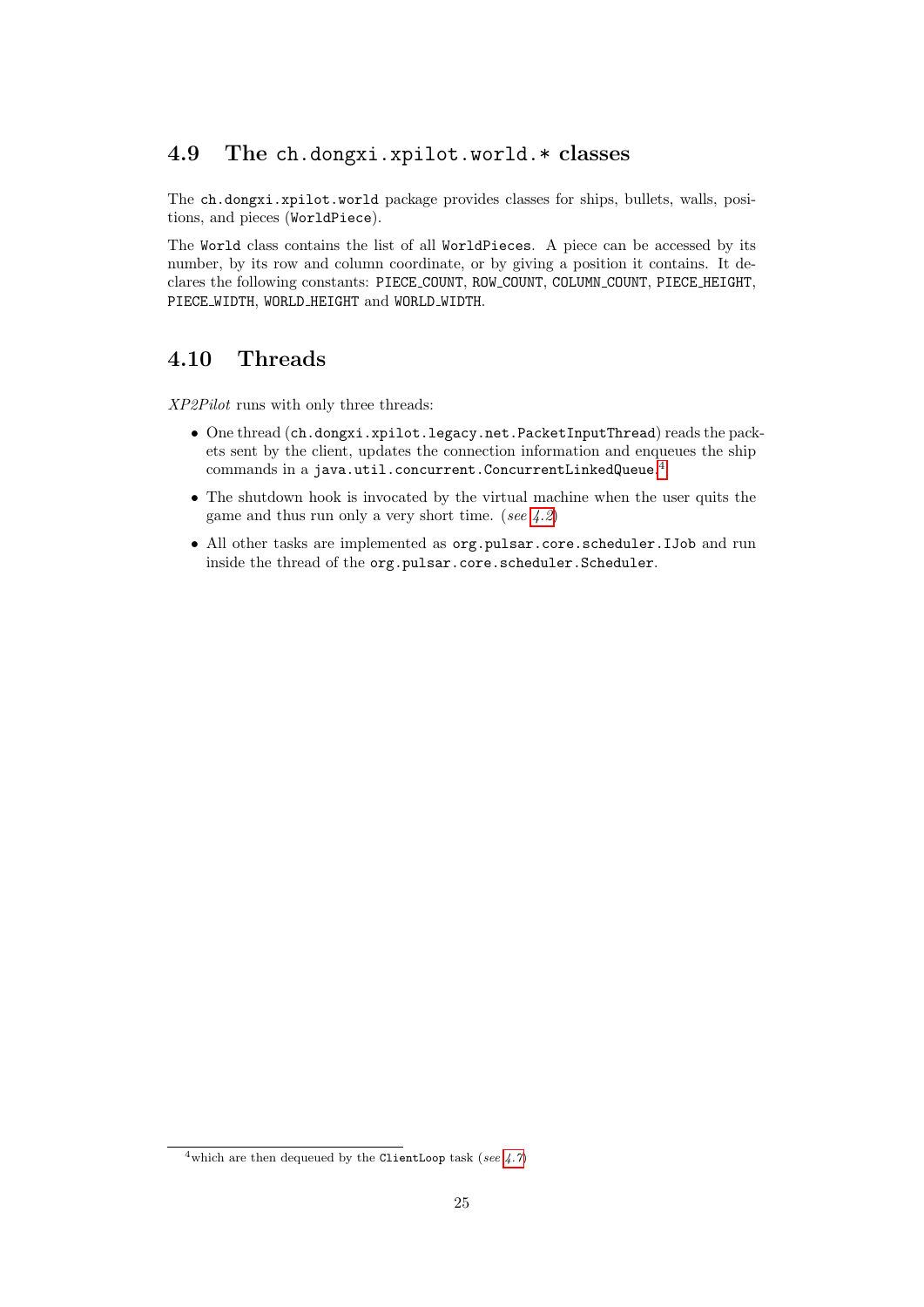## 4.9 The `ch.dongxi.xpilot.world.*` classes

The `ch.dongxi.xpilot.world` package provides classes for ships, bullets, walls, positions, and pieces (`WorldPiece`).

The `World` class contains the list of all `WorldPieces`. A piece can be accessed by its number, by its row and column coordinate, or by giving a position it contains. It declares the following constants: `PIECE_COUNT`, `ROW_COUNT`, `COLUMN_COUNT`, `PIECE_HEIGHT`, `PIECE_WIDTH`, `WORLD_HEIGHT` and `WORLD_WIDTH`.

## 4.10 Threads

*XP2Pilot* runs with only three threads:

- One thread (`ch.dongxi.xpilot.legacy.net.PacketInputThread`) reads the packets sent by the client, updates the connection information and enqueues the ship commands in a `java.util.concurrent.ConcurrentLinkedQueue`.[4]
- The shutdown hook is invocated by the virtual machine when the user quits the game and thus run only a very short time. (*see 4.2*)
- All other tasks are implemented as `org.pulsar.core.scheduler.IJob` and run inside the thread of the `org.pulsar.core.scheduler.Scheduler`.

[4] which are then dequeued by the `ClientLoop` task (*see 4.7*)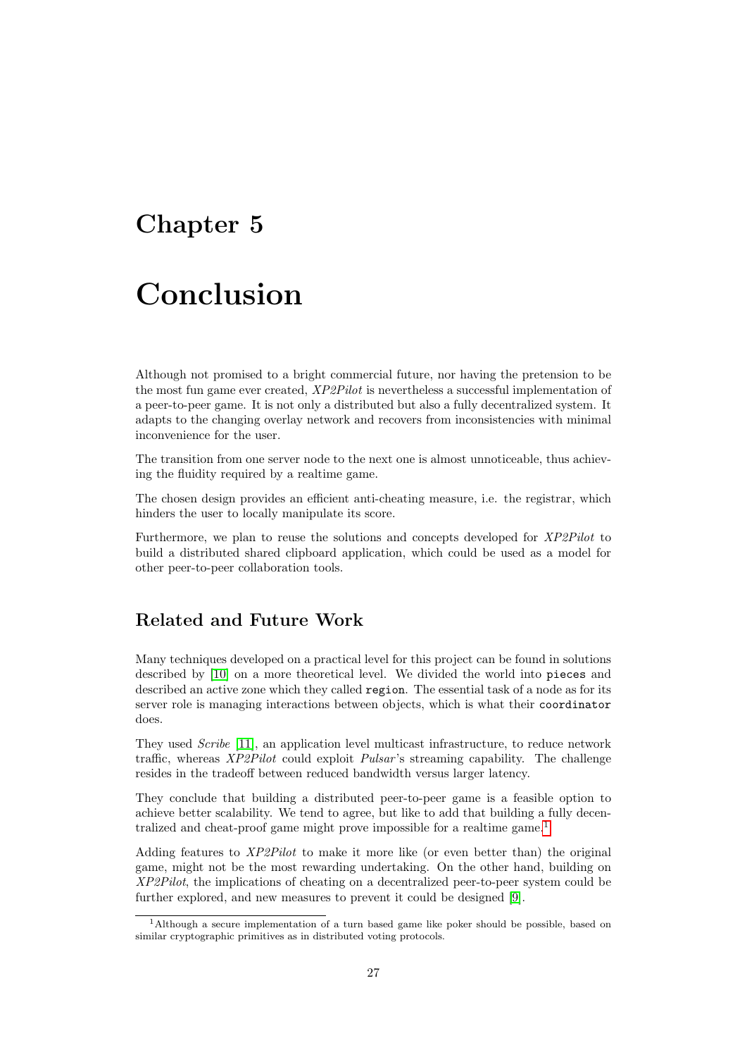# Chapter 5

# Conclusion

Although not promised to a bright commercial future, nor having the pretension to be the most fun game ever created, *XP2Pilot* is nevertheless a successful implementation of a peer-to-peer game. It is not only a distributed but also a fully decentralized system. It adapts to the changing overlay network and recovers from inconsistencies with minimal inconvenience for the user.

The transition from one server node to the next one is almost unnoticeable, thus achieving the fluidity required by a realtime game.

The chosen design provides an efficient anti-cheating measure, i.e. the registrar, which hinders the user to locally manipulate its score.

Furthermore, we plan to reuse the solutions and concepts developed for *XP2Pilot* to build a distributed shared clipboard application, which could be used as a model for other peer-to-peer collaboration tools.

## Related and Future Work

Many techniques developed on a practical level for this project can be found in solutions described by [10] on a more theoretical level. We divided the world into `pieces` and described an active zone which they called `region`. The essential task of a node as for its server role is managing interactions between objects, which is what their `coordinator` does.

They used *Scribe* [11], an application level multicast infrastructure, to reduce network traffic, whereas *XP2Pilot* could exploit *Pulsar*'s streaming capability. The challenge resides in the tradeoff between reduced bandwidth versus larger latency.

They conclude that building a distributed peer-to-peer game is a feasible option to achieve better scalability. We tend to agree, but like to add that building a fully decentralized and cheat-proof game might prove impossible for a realtime game.[1]

Adding features to *XP2Pilot* to make it more like (or even better than) the original game, might not be the most rewarding undertaking. On the other hand, building on *XP2Pilot*, the implications of cheating on a decentralized peer-to-peer system could be further explored, and new measures to prevent it could be designed [9].

[1] Although a secure implementation of a turn based game like poker should be possible, based on similar cryptographic primitives as in distributed voting protocols.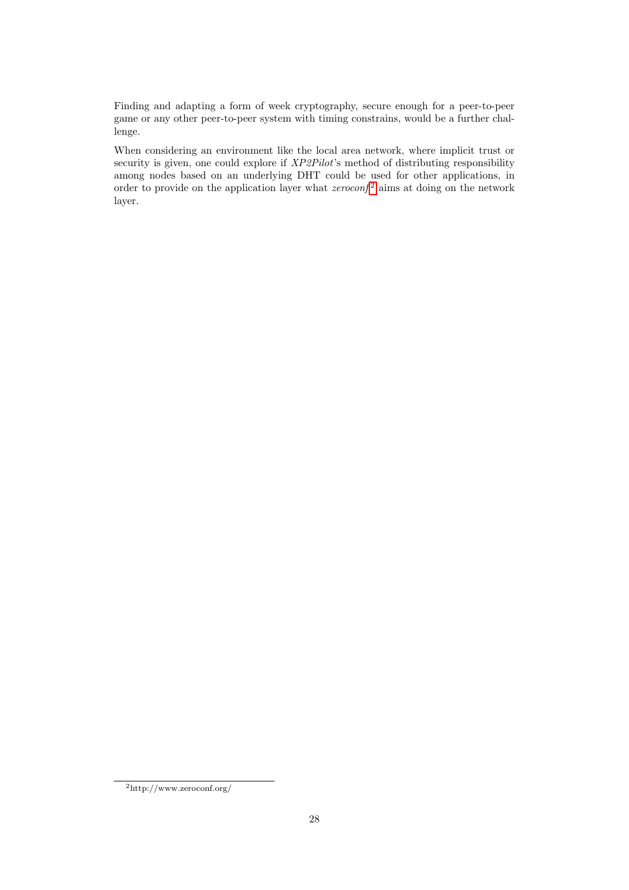Finding and adapting a form of week cryptography, secure enough for a peer-to-peer game or any other peer-to-peer system with timing constrains, would be a further challenge.

When considering an environment like the local area network, where implicit trust or security is given, one could explore if *XP2Pilot*'s method of distributing responsibility among nodes based on an underlying DHT could be used for other applications, in order to provide on the application layer what *zeroconf*[2] aims at doing on the network layer.

[2] http://www.zeroconf.org/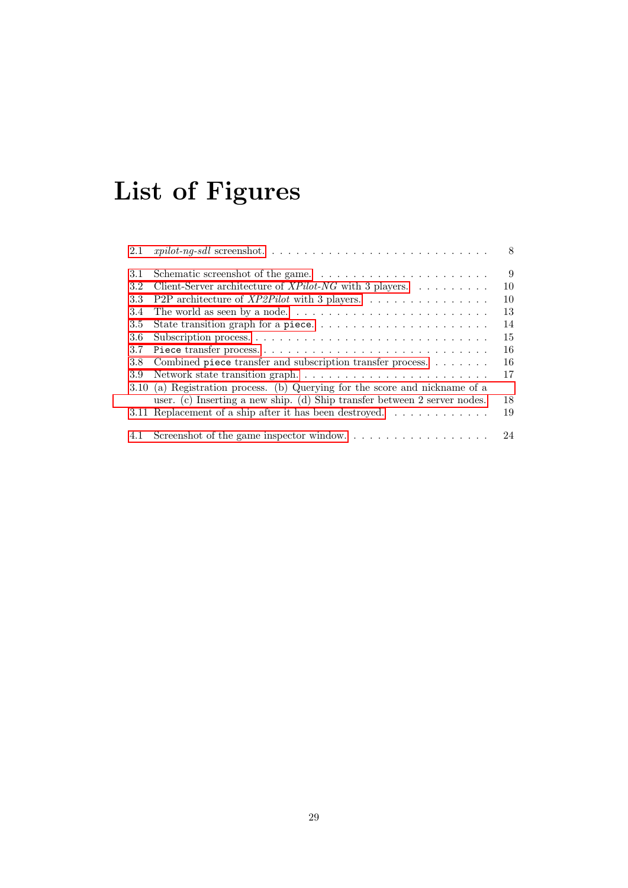# List of Figures

2.1 *xpilot-ng-sdl* screenshot. . . . . . . . . . . . . . . . . . . . . . . . . . . . 8

3.1 Schematic screenshot of the game. . . . . . . . . . . . . . . . . . . . . . . 9
3.2 Client-Server architecture of *XPilot-NG* with 3 players. . . . . . . . . . 10
3.3 P2P architecture of *XP2Pilot* with 3 players. . . . . . . . . . . . . . . . 10
3.4 The world as seen by a node. . . . . . . . . . . . . . . . . . . . . . . . . 13
3.5 State transition graph for a `piece`. . . . . . . . . . . . . . . . . . . . . . 14
3.6 Subscription process. . . . . . . . . . . . . . . . . . . . . . . . . . . . . 15
3.7 `Piece` transfer process. . . . . . . . . . . . . . . . . . . . . . . . . . . . 16
3.8 Combined `piece` transfer and subscription transfer process. . . . . . . . 16
3.9 Network state transition graph. . . . . . . . . . . . . . . . . . . . . . . . 17
3.10 (a) Registration process. (b) Querying for the score and nickname of a user. (c) Inserting a new ship. (d) Ship transfer between 2 server nodes. 18
3.11 Replacement of a ship after it has been destroyed. . . . . . . . . . . . . 19

4.1 Screenshot of the game inspector window. . . . . . . . . . . . . . . . . . 24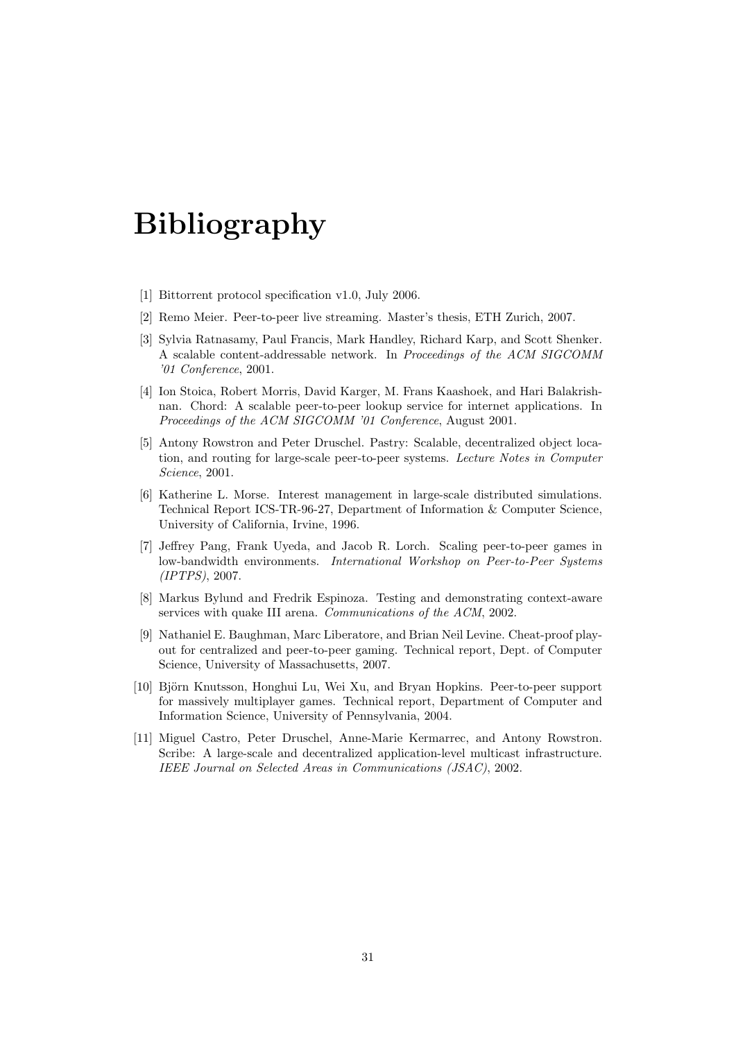# Bibliography

[1] Bittorrent protocol specification v1.0, July 2006.

[2] Remo Meier. Peer-to-peer live streaming. Master's thesis, ETH Zurich, 2007.

[3] Sylvia Ratnasamy, Paul Francis, Mark Handley, Richard Karp, and Scott Shenker. A scalable content-addressable network. In *Proceedings of the ACM SIGCOMM '01 Conference*, 2001.

[4] Ion Stoica, Robert Morris, David Karger, M. Frans Kaashoek, and Hari Balakrishnan. Chord: A scalable peer-to-peer lookup service for internet applications. In *Proceedings of the ACM SIGCOMM '01 Conference*, August 2001.

[5] Antony Rowstron and Peter Druschel. Pastry: Scalable, decentralized object location, and routing for large-scale peer-to-peer systems. *Lecture Notes in Computer Science*, 2001.

[6] Katherine L. Morse. Interest management in large-scale distributed simulations. Technical Report ICS-TR-96-27, Department of Information & Computer Science, University of California, Irvine, 1996.

[7] Jeffrey Pang, Frank Uyeda, and Jacob R. Lorch. Scaling peer-to-peer games in low-bandwidth environments. *International Workshop on Peer-to-Peer Systems (IPTPS)*, 2007.

[8] Markus Bylund and Fredrik Espinoza. Testing and demonstrating context-aware services with quake III arena. *Communications of the ACM*, 2002.

[9] Nathaniel E. Baughman, Marc Liberatore, and Brian Neil Levine. Cheat-proof playout for centralized and peer-to-peer gaming. Technical report, Dept. of Computer Science, University of Massachusetts, 2007.

[10] Björn Knutsson, Honghui Lu, Wei Xu, and Bryan Hopkins. Peer-to-peer support for massively multiplayer games. Technical report, Department of Computer and Information Science, University of Pennsylvania, 2004.

[11] Miguel Castro, Peter Druschel, Anne-Marie Kermarrec, and Antony Rowstron. Scribe: A large-scale and decentralized application-level multicast infrastructure. *IEEE Journal on Selected Areas in Communications (JSAC)*, 2002.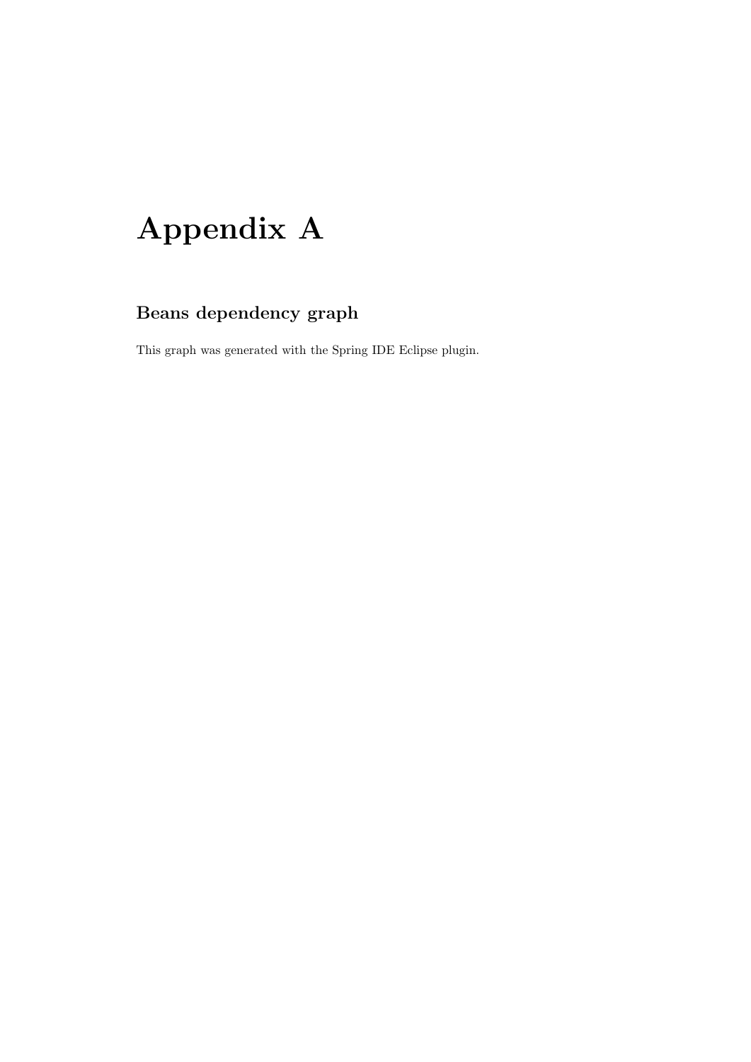# Appendix A

## Beans dependency graph

This graph was generated with the Spring IDE Eclipse plugin.